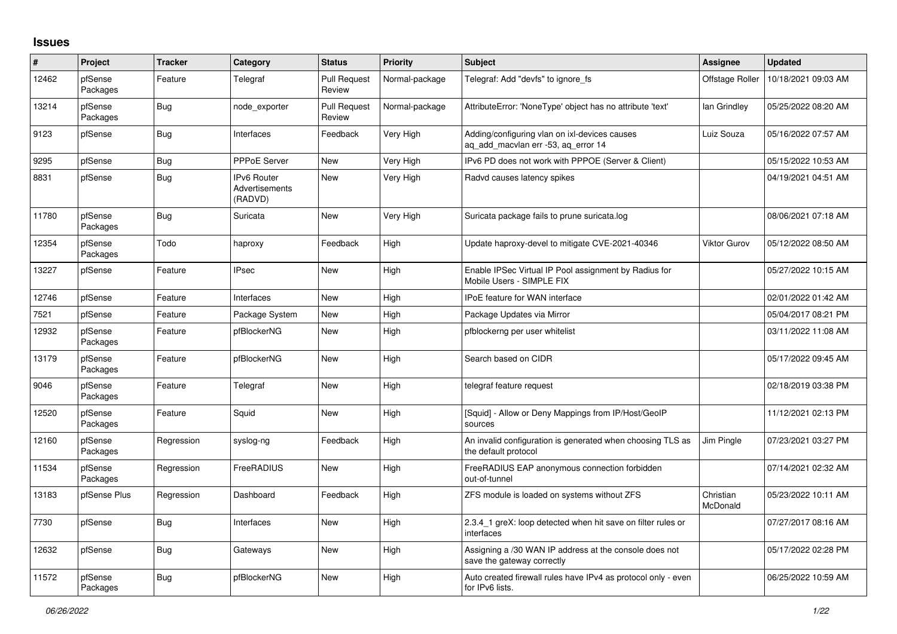# Issues

| # | Project | Tracker | Category | Status | Priority | Subject | Assignee | Updated |
|---|---|---|---|---|---|---|---|---|
| 12462 | pfSense Packages | Feature | Telegraf | Pull Request Review | Normal-package | Telegraf: Add "devfs" to ignore_fs | Offstage Roller | 10/18/2021 09:03 AM |
| 13214 | pfSense Packages | Bug | node_exporter | Pull Request Review | Normal-package | AttributeError: 'NoneType' object has no attribute 'text' | Ian Grindley | 05/25/2022 08:20 AM |
| 9123 | pfSense | Bug | Interfaces | Feedback | Very High | Adding/configuring vlan on ixl-devices causes aq_add_macvlan err -53, aq_error 14 | Luiz Souza | 05/16/2022 07:57 AM |
| 9295 | pfSense | Bug | PPPoE Server | New | Very High | IPv6 PD does not work with PPPOE (Server & Client) | | 05/15/2022 10:53 AM |
| 8831 | pfSense | Bug | IPv6 Router Advertisements (RADVD) | New | Very High | Radvd causes latency spikes | | 04/19/2021 04:51 AM |
| 11780 | pfSense Packages | Bug | Suricata | New | Very High | Suricata package fails to prune suricata.log | | 08/06/2021 07:18 AM |
| 12354 | pfSense Packages | Todo | haproxy | Feedback | High | Update haproxy-devel to mitigate CVE-2021-40346 | Viktor Gurov | 05/12/2022 08:50 AM |
| 13227 | pfSense | Feature | IPsec | New | High | Enable IPSec Virtual IP Pool assignment by Radius for Mobile Users - SIMPLE FIX | | 05/27/2022 10:15 AM |
| 12746 | pfSense | Feature | Interfaces | New | High | IPoE feature for WAN interface | | 02/01/2022 01:42 AM |
| 7521 | pfSense | Feature | Package System | New | High | Package Updates via Mirror | | 05/04/2017 08:21 PM |
| 12932 | pfSense Packages | Feature | pfBlockerNG | New | High | pfblockerng per user whitelist | | 03/11/2022 11:08 AM |
| 13179 | pfSense Packages | Feature | pfBlockerNG | New | High | Search based on CIDR | | 05/17/2022 09:45 AM |
| 9046 | pfSense Packages | Feature | Telegraf | New | High | telegraf feature request | | 02/18/2019 03:38 PM |
| 12520 | pfSense Packages | Feature | Squid | New | High | [Squid] - Allow or Deny Mappings from IP/Host/GeoIP sources | | 11/12/2021 02:13 PM |
| 12160 | pfSense Packages | Regression | syslog-ng | Feedback | High | An invalid configuration is generated when choosing TLS as the default protocol | Jim Pingle | 07/23/2021 03:27 PM |
| 11534 | pfSense Packages | Regression | FreeRADIUS | New | High | FreeRADIUS EAP anonymous connection forbidden out-of-tunnel | | 07/14/2021 02:32 AM |
| 13183 | pfSense Plus | Regression | Dashboard | Feedback | High | ZFS module is loaded on systems without ZFS | Christian McDonald | 05/23/2022 10:11 AM |
| 7730 | pfSense | Bug | Interfaces | New | High | 2.3.4_1 greX: loop detected when hit save on filter rules or interfaces | | 07/27/2017 08:16 AM |
| 12632 | pfSense | Bug | Gateways | New | High | Assigning a /30 WAN IP address at the console does not save the gateway correctly | | 05/17/2022 02:28 PM |
| 11572 | pfSense Packages | Bug | pfBlockerNG | New | High | Auto created firewall rules have IPv4 as protocol only - even for IPv6 lists. | | 06/25/2022 10:59 AM |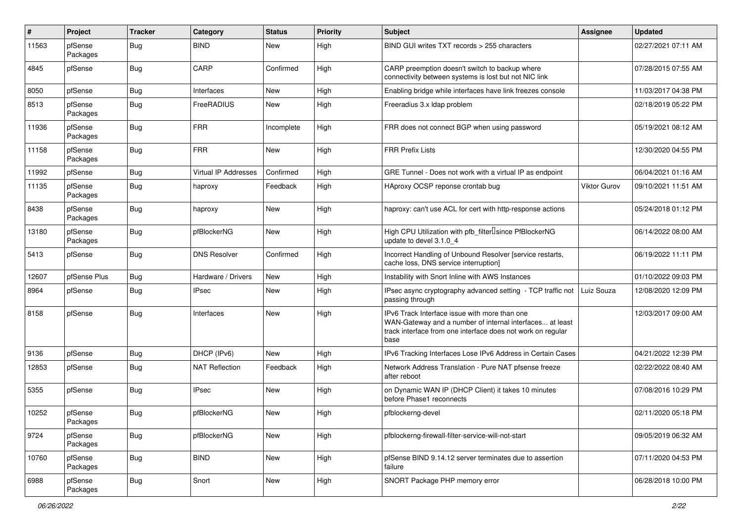| # | Project | Tracker | Category | Status | Priority | Subject | Assignee | Updated |
|---|---|---|---|---|---|---|---|---|
| 11563 | pfSense Packages | Bug | BIND | New | High | BIND GUI writes TXT records > 255 characters | | 02/27/2021 07:11 AM |
| 4845 | pfSense | Bug | CARP | Confirmed | High | CARP preemption doesn't switch to backup where connectivity between systems is lost but not NIC link | | 07/28/2015 07:55 AM |
| 8050 | pfSense | Bug | Interfaces | New | High | Enabling bridge while interfaces have link freezes console | | 11/03/2017 04:38 PM |
| 8513 | pfSense Packages | Bug | FreeRADIUS | New | High | Freeradius 3.x ldap problem | | 02/18/2019 05:22 PM |
| 11936 | pfSense Packages | Bug | FRR | Incomplete | High | FRR does not connect BGP when using password | | 05/19/2021 08:12 AM |
| 11158 | pfSense Packages | Bug | FRR | New | High | FRR Prefix Lists | | 12/30/2020 04:55 PM |
| 11992 | pfSense | Bug | Virtual IP Addresses | Confirmed | High | GRE Tunnel - Does not work with a virtual IP as endpoint | | 06/04/2021 01:16 AM |
| 11135 | pfSense Packages | Bug | haproxy | Feedback | High | HAproxy OCSP reponse crontab bug | Viktor Gurov | 09/10/2021 11:51 AM |
| 8438 | pfSense Packages | Bug | haproxy | New | High | haproxy: can't use ACL for cert with http-response actions | | 05/24/2018 01:12 PM |
| 13180 | pfSense Packages | Bug | pfBlockerNG | New | High | High CPU Utilization with pfb_filter since PfBlockerNG update to devel 3.1.0_4 | | 06/14/2022 08:00 AM |
| 5413 | pfSense | Bug | DNS Resolver | Confirmed | High | Incorrect Handling of Unbound Resolver [service restarts, cache loss, DNS service interruption] | | 06/19/2022 11:11 PM |
| 12607 | pfSense Plus | Bug | Hardware / Drivers | New | High | Instability with Snort Inline with AWS Instances | | 01/10/2022 09:03 PM |
| 8964 | pfSense | Bug | IPsec | New | High | IPsec async cryptography advanced setting - TCP traffic not passing through | Luiz Souza | 12/08/2020 12:09 PM |
| 8158 | pfSense | Bug | Interfaces | New | High | IPv6 Track Interface issue with more than one WAN-Gateway and a number of internal interfaces... at least track interface from one interface does not work on regular base | | 12/03/2017 09:00 AM |
| 9136 | pfSense | Bug | DHCP (IPv6) | New | High | IPv6 Tracking Interfaces Lose IPv6 Address in Certain Cases | | 04/21/2022 12:39 PM |
| 12853 | pfSense | Bug | NAT Reflection | Feedback | High | Network Address Translation - Pure NAT pfsense freeze after reboot | | 02/22/2022 08:40 AM |
| 5355 | pfSense | Bug | IPsec | New | High | on Dynamic WAN IP (DHCP Client) it takes 10 minutes before Phase1 reconnects | | 07/08/2016 10:29 PM |
| 10252 | pfSense Packages | Bug | pfBlockerNG | New | High | pfblockerng-devel | | 02/11/2020 05:18 PM |
| 9724 | pfSense Packages | Bug | pfBlockerNG | New | High | pfblockerng-firewall-filter-service-will-not-start | | 09/05/2019 06:32 AM |
| 10760 | pfSense Packages | Bug | BIND | New | High | pfSense BIND 9.14.12 server terminates due to assertion failure | | 07/11/2020 04:53 PM |
| 6988 | pfSense Packages | Bug | Snort | New | High | SNORT Package PHP memory error | | 06/28/2018 10:00 PM |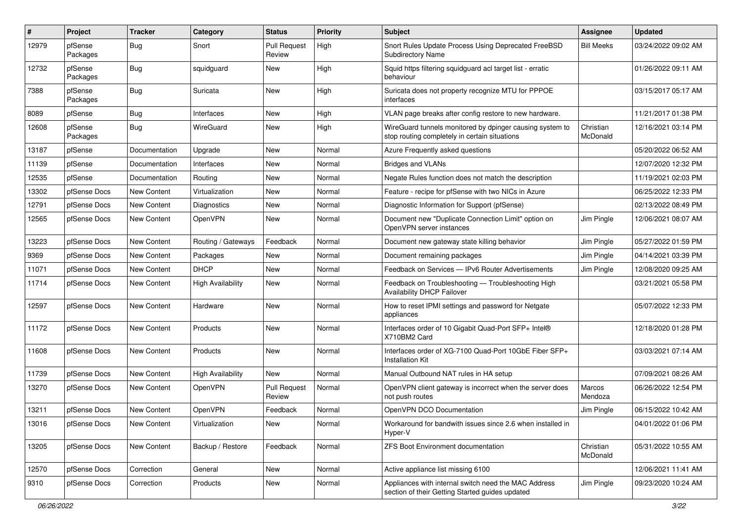| # | Project | Tracker | Category | Status | Priority | Subject | Assignee | Updated |
| --- | --- | --- | --- | --- | --- | --- | --- | --- |
| 12979 | pfSense Packages | Bug | Snort | Pull Request Review | High | Snort Rules Update Process Using Deprecated FreeBSD Subdirectory Name | Bill Meeks | 03/24/2022 09:02 AM |
| 12732 | pfSense Packages | Bug | squidguard | New | High | Squid https filtering squidguard acl target list - erratic behaviour | | 01/26/2022 09:11 AM |
| 7388 | pfSense Packages | Bug | Suricata | New | High | Suricata does not property recognize MTU for PPPOE interfaces | | 03/15/2017 05:17 AM |
| 8089 | pfSense | Bug | Interfaces | New | High | VLAN page breaks after config restore to new hardware. | | 11/21/2017 01:38 PM |
| 12608 | pfSense Packages | Bug | WireGuard | New | High | WireGuard tunnels monitored by dpinger causing system to stop routing completely in certain situations | Christian McDonald | 12/16/2021 03:14 PM |
| 13187 | pfSense | Documentation | Upgrade | New | Normal | Azure Frequently asked questions | | 05/20/2022 06:52 AM |
| 11139 | pfSense | Documentation | Interfaces | New | Normal | Bridges and VLANs | | 12/07/2020 12:32 PM |
| 12535 | pfSense | Documentation | Routing | New | Normal | Negate Rules function does not match the description | | 11/19/2021 02:03 PM |
| 13302 | pfSense Docs | New Content | Virtualization | New | Normal | Feature - recipe for pfSense with two NICs in Azure | | 06/25/2022 12:33 PM |
| 12791 | pfSense Docs | New Content | Diagnostics | New | Normal | Diagnostic Information for Support (pfSense) | | 02/13/2022 08:49 PM |
| 12565 | pfSense Docs | New Content | OpenVPN | New | Normal | Document new "Duplicate Connection Limit" option on OpenVPN server instances | Jim Pingle | 12/06/2021 08:07 AM |
| 13223 | pfSense Docs | New Content | Routing / Gateways | Feedback | Normal | Document new gateway state killing behavior | Jim Pingle | 05/27/2022 01:59 PM |
| 9369 | pfSense Docs | New Content | Packages | New | Normal | Document remaining packages | Jim Pingle | 04/14/2021 03:39 PM |
| 11071 | pfSense Docs | New Content | DHCP | New | Normal | Feedback on Services — IPv6 Router Advertisements | Jim Pingle | 12/08/2020 09:25 AM |
| 11714 | pfSense Docs | New Content | High Availability | New | Normal | Feedback on Troubleshooting — Troubleshooting High Availability DHCP Failover | | 03/21/2021 05:58 PM |
| 12597 | pfSense Docs | New Content | Hardware | New | Normal | How to reset IPMI settings and password for Netgate appliances | | 05/07/2022 12:33 PM |
| 11172 | pfSense Docs | New Content | Products | New | Normal | Interfaces order of 10 Gigabit Quad-Port SFP+ Intel® X710BM2 Card | | 12/18/2020 01:28 PM |
| 11608 | pfSense Docs | New Content | Products | New | Normal | Interfaces order of XG-7100 Quad-Port 10GbE Fiber SFP+ Installation Kit | | 03/03/2021 07:14 AM |
| 11739 | pfSense Docs | New Content | High Availability | New | Normal | Manual Outbound NAT rules in HA setup | | 07/09/2021 08:26 AM |
| 13270 | pfSense Docs | New Content | OpenVPN | Pull Request Review | Normal | OpenVPN client gateway is incorrect when the server does not push routes | Marcos Mendoza | 06/26/2022 12:54 PM |
| 13211 | pfSense Docs | New Content | OpenVPN | Feedback | Normal | OpenVPN DCO Documentation | Jim Pingle | 06/15/2022 10:42 AM |
| 13016 | pfSense Docs | New Content | Virtualization | New | Normal | Workaround for bandwith issues since 2.6 when installed in Hyper-V | | 04/01/2022 01:06 PM |
| 13205 | pfSense Docs | New Content | Backup / Restore | Feedback | Normal | ZFS Boot Environment documentation | Christian McDonald | 05/31/2022 10:55 AM |
| 12570 | pfSense Docs | Correction | General | New | Normal | Active appliance list missing 6100 | | 12/06/2021 11:41 AM |
| 9310 | pfSense Docs | Correction | Products | New | Normal | Appliances with internal switch need the MAC Address section of their Getting Started guides updated | Jim Pingle | 09/23/2020 10:24 AM |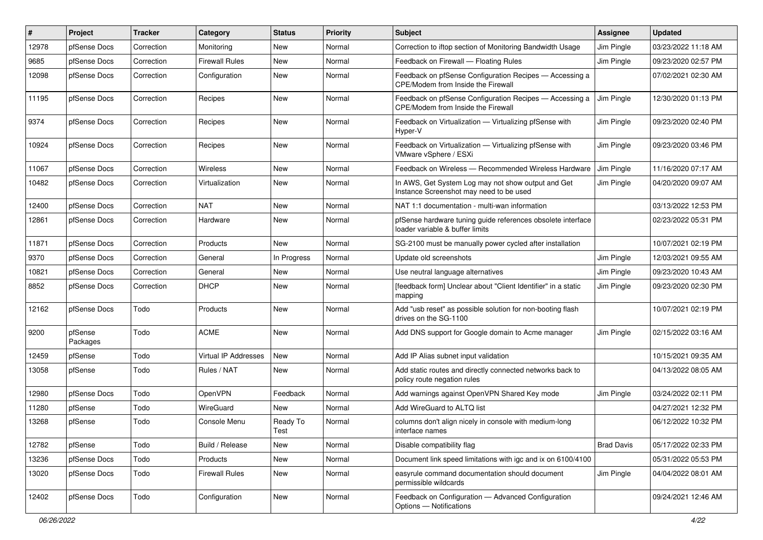| # | Project | Tracker | Category | Status | Priority | Subject | Assignee | Updated |
|---|---|---|---|---|---|---|---|---|
| 12978 | pfSense Docs | Correction | Monitoring | New | Normal | Correction to iftop section of Monitoring Bandwidth Usage | Jim Pingle | 03/23/2022 11:18 AM |
| 9685 | pfSense Docs | Correction | Firewall Rules | New | Normal | Feedback on Firewall — Floating Rules | Jim Pingle | 09/23/2020 02:57 PM |
| 12098 | pfSense Docs | Correction | Configuration | New | Normal | Feedback on pfSense Configuration Recipes — Accessing a CPE/Modem from Inside the Firewall | | 07/02/2021 02:30 AM |
| 11195 | pfSense Docs | Correction | Recipes | New | Normal | Feedback on pfSense Configuration Recipes — Accessing a CPE/Modem from Inside the Firewall | Jim Pingle | 12/30/2020 01:13 PM |
| 9374 | pfSense Docs | Correction | Recipes | New | Normal | Feedback on Virtualization — Virtualizing pfSense with Hyper-V | Jim Pingle | 09/23/2020 02:40 PM |
| 10924 | pfSense Docs | Correction | Recipes | New | Normal | Feedback on Virtualization — Virtualizing pfSense with VMware vSphere / ESXi | Jim Pingle | 09/23/2020 03:46 PM |
| 11067 | pfSense Docs | Correction | Wireless | New | Normal | Feedback on Wireless — Recommended Wireless Hardware | Jim Pingle | 11/16/2020 07:17 AM |
| 10482 | pfSense Docs | Correction | Virtualization | New | Normal | In AWS, Get System Log may not show output and Get Instance Screenshot may need to be used | Jim Pingle | 04/20/2020 09:07 AM |
| 12400 | pfSense Docs | Correction | NAT | New | Normal | NAT 1:1 documentation - multi-wan information | | 03/13/2022 12:53 PM |
| 12861 | pfSense Docs | Correction | Hardware | New | Normal | pfSense hardware tuning guide references obsolete interface loader variable & buffer limits | | 02/23/2022 05:31 PM |
| 11871 | pfSense Docs | Correction | Products | New | Normal | SG-2100 must be manually power cycled after installation | | 10/07/2021 02:19 PM |
| 9370 | pfSense Docs | Correction | General | In Progress | Normal | Update old screenshots | Jim Pingle | 12/03/2021 09:55 AM |
| 10821 | pfSense Docs | Correction | General | New | Normal | Use neutral language alternatives | Jim Pingle | 09/23/2020 10:43 AM |
| 8852 | pfSense Docs | Correction | DHCP | New | Normal | [feedback form] Unclear about "Client Identifier" in a static mapping | Jim Pingle | 09/23/2020 02:30 PM |
| 12162 | pfSense Docs | Todo | Products | New | Normal | Add "usb reset" as possible solution for non-booting flash drives on the SG-1100 | | 10/07/2021 02:19 PM |
| 9200 | pfSense Packages | Todo | ACME | New | Normal | Add DNS support for Google domain to Acme manager | Jim Pingle | 02/15/2022 03:16 AM |
| 12459 | pfSense | Todo | Virtual IP Addresses | New | Normal | Add IP Alias subnet input validation | | 10/15/2021 09:35 AM |
| 13058 | pfSense | Todo | Rules / NAT | New | Normal | Add static routes and directly connected networks back to policy route negation rules | | 04/13/2022 08:05 AM |
| 12980 | pfSense Docs | Todo | OpenVPN | Feedback | Normal | Add warnings against OpenVPN Shared Key mode | Jim Pingle | 03/24/2022 02:11 PM |
| 11280 | pfSense | Todo | WireGuard | New | Normal | Add WireGuard to ALTQ list | | 04/27/2021 12:32 PM |
| 13268 | pfSense | Todo | Console Menu | Ready To Test | Normal | columns don't align nicely in console with medium-long interface names | | 06/12/2022 10:32 PM |
| 12782 | pfSense | Todo | Build / Release | New | Normal | Disable compatibility flag | Brad Davis | 05/17/2022 02:33 PM |
| 13236 | pfSense Docs | Todo | Products | New | Normal | Document link speed limitations with igc and ix on 6100/4100 | | 05/31/2022 05:53 PM |
| 13020 | pfSense Docs | Todo | Firewall Rules | New | Normal | easyrule command documentation should document permissible wildcards | Jim Pingle | 04/04/2022 08:01 AM |
| 12402 | pfSense Docs | Todo | Configuration | New | Normal | Feedback on Configuration — Advanced Configuration Options — Notifications | | 09/24/2021 12:46 AM |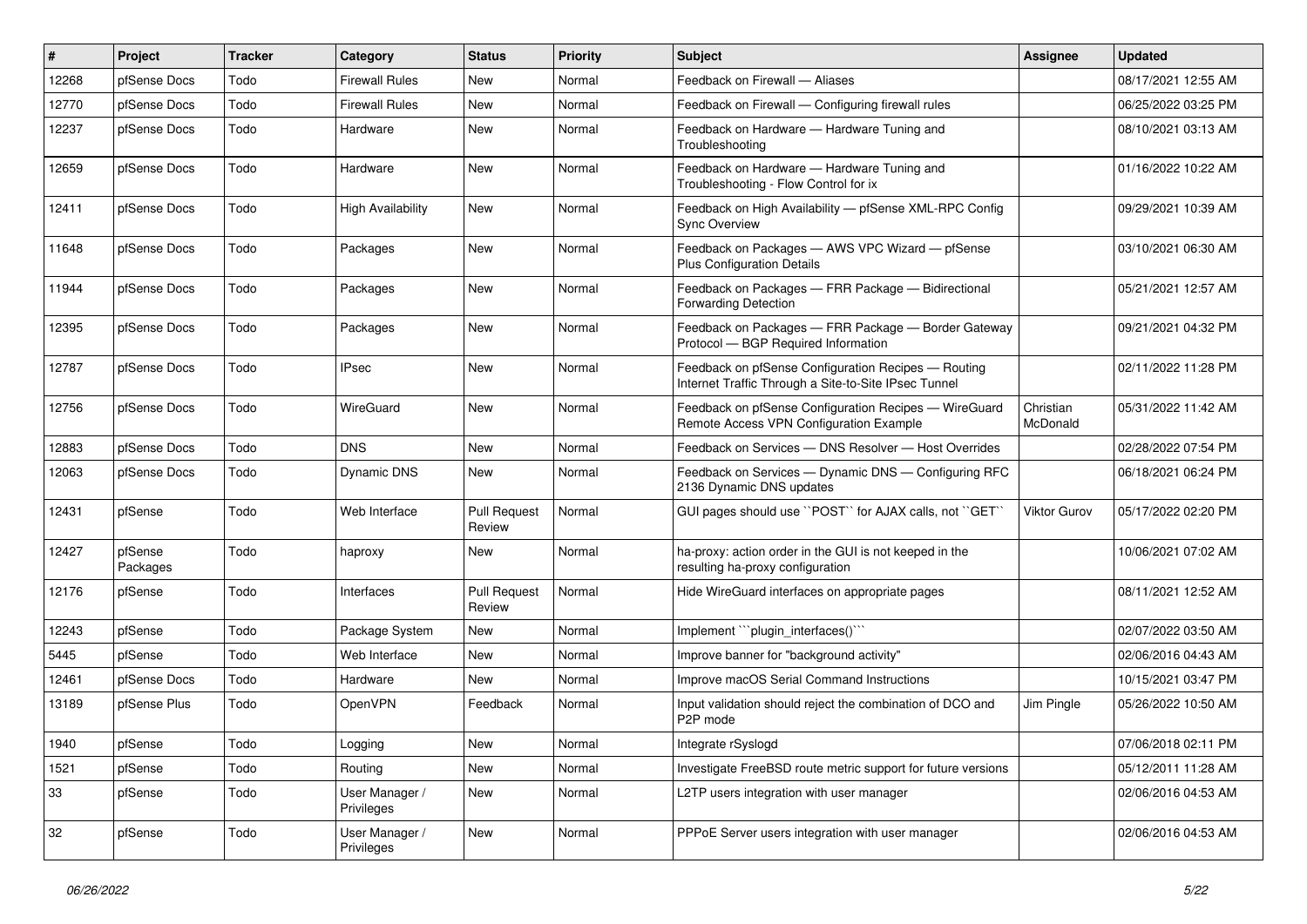| # | Project | Tracker | Category | Status | Priority | Subject | Assignee | Updated |
|---|---|---|---|---|---|---|---|---|
| 12268 | pfSense Docs | Todo | Firewall Rules | New | Normal | Feedback on Firewall — Aliases | | 08/17/2021 12:55 AM |
| 12770 | pfSense Docs | Todo | Firewall Rules | New | Normal | Feedback on Firewall — Configuring firewall rules | | 06/25/2022 03:25 PM |
| 12237 | pfSense Docs | Todo | Hardware | New | Normal | Feedback on Hardware — Hardware Tuning and Troubleshooting | | 08/10/2021 03:13 AM |
| 12659 | pfSense Docs | Todo | Hardware | New | Normal | Feedback on Hardware — Hardware Tuning and Troubleshooting - Flow Control for ix | | 01/16/2022 10:22 AM |
| 12411 | pfSense Docs | Todo | High Availability | New | Normal | Feedback on High Availability — pfSense XML-RPC Config Sync Overview | | 09/29/2021 10:39 AM |
| 11648 | pfSense Docs | Todo | Packages | New | Normal | Feedback on Packages — AWS VPC Wizard — pfSense Plus Configuration Details | | 03/10/2021 06:30 AM |
| 11944 | pfSense Docs | Todo | Packages | New | Normal | Feedback on Packages — FRR Package — Bidirectional Forwarding Detection | | 05/21/2021 12:57 AM |
| 12395 | pfSense Docs | Todo | Packages | New | Normal | Feedback on Packages — FRR Package — Border Gateway Protocol — BGP Required Information | | 09/21/2021 04:32 PM |
| 12787 | pfSense Docs | Todo | IPsec | New | Normal | Feedback on pfSense Configuration Recipes — Routing Internet Traffic Through a Site-to-Site IPsec Tunnel | | 02/11/2022 11:28 PM |
| 12756 | pfSense Docs | Todo | WireGuard | New | Normal | Feedback on pfSense Configuration Recipes — WireGuard Remote Access VPN Configuration Example | Christian McDonald | 05/31/2022 11:42 AM |
| 12883 | pfSense Docs | Todo | DNS | New | Normal | Feedback on Services — DNS Resolver — Host Overrides | | 02/28/2022 07:54 PM |
| 12063 | pfSense Docs | Todo | Dynamic DNS | New | Normal | Feedback on Services — Dynamic DNS — Configuring RFC 2136 Dynamic DNS updates | | 06/18/2021 06:24 PM |
| 12431 | pfSense | Todo | Web Interface | Pull Request Review | Normal | GUI pages should use ``POST`` for AJAX calls, not ``GET`` | Viktor Gurov | 05/17/2022 02:20 PM |
| 12427 | pfSense Packages | Todo | haproxy | New | Normal | ha-proxy: action order in the GUI is not keeped in the resulting ha-proxy configuration | | 10/06/2021 07:02 AM |
| 12176 | pfSense | Todo | Interfaces | Pull Request Review | Normal | Hide WireGuard interfaces on appropriate pages | | 08/11/2021 12:52 AM |
| 12243 | pfSense | Todo | Package System | New | Normal | Implement ```plugin_interfaces()``` | | 02/07/2022 03:50 AM |
| 5445 | pfSense | Todo | Web Interface | New | Normal | Improve banner for "background activity" | | 02/06/2016 04:43 AM |
| 12461 | pfSense Docs | Todo | Hardware | New | Normal | Improve macOS Serial Command Instructions | | 10/15/2021 03:47 PM |
| 13189 | pfSense Plus | Todo | OpenVPN | Feedback | Normal | Input validation should reject the combination of DCO and P2P mode | Jim Pingle | 05/26/2022 10:50 AM |
| 1940 | pfSense | Todo | Logging | New | Normal | Integrate rSyslogd | | 07/06/2018 02:11 PM |
| 1521 | pfSense | Todo | Routing | New | Normal | Investigate FreeBSD route metric support for future versions | | 05/12/2011 11:28 AM |
| 33 | pfSense | Todo | User Manager / Privileges | New | Normal | L2TP users integration with user manager | | 02/06/2016 04:53 AM |
| 32 | pfSense | Todo | User Manager / Privileges | New | Normal | PPPoE Server users integration with user manager | | 02/06/2016 04:53 AM |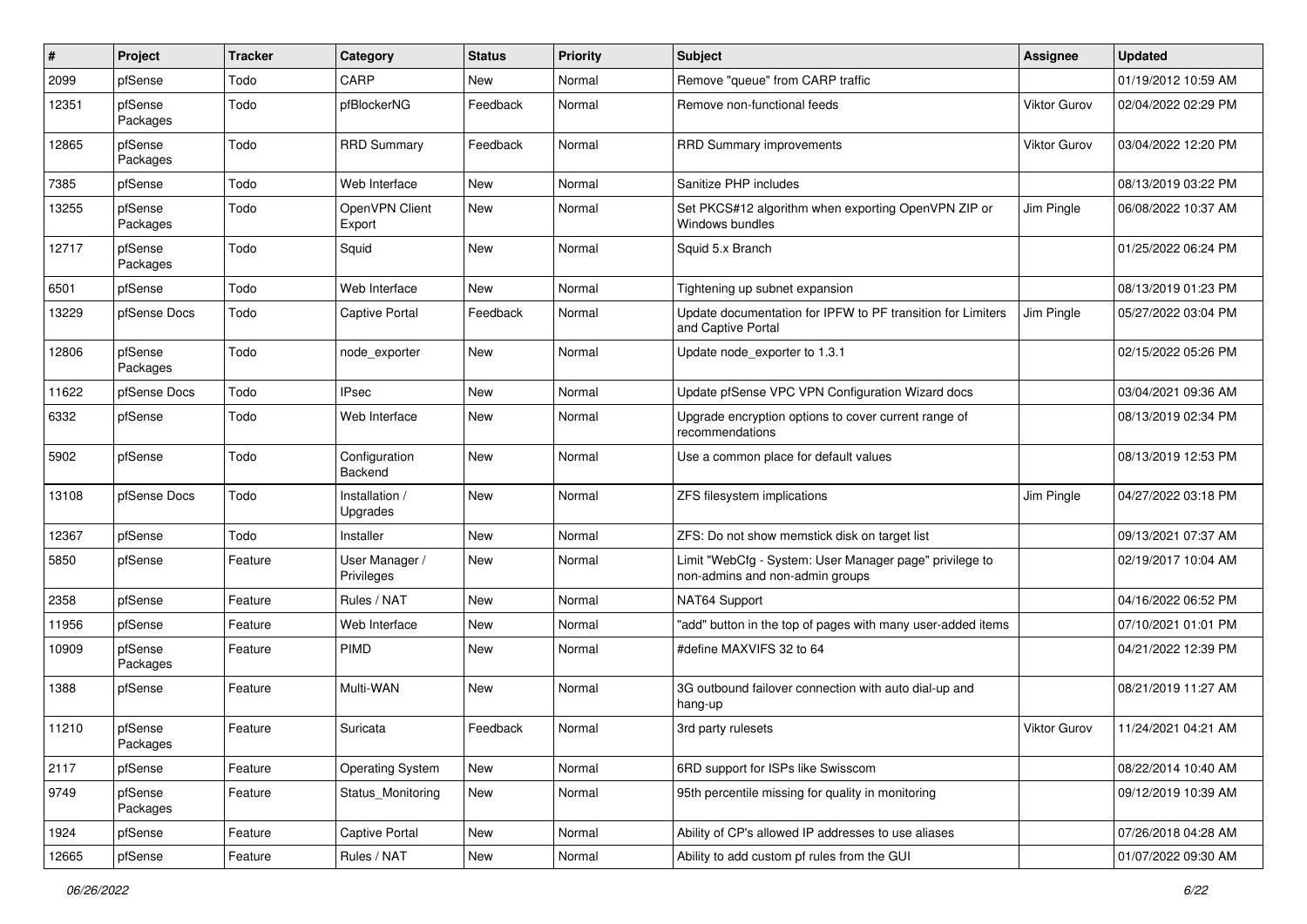| # | Project | Tracker | Category | Status | Priority | Subject | Assignee | Updated |
|---|---|---|---|---|---|---|---|---|
| 2099 | pfSense | Todo | CARP | New | Normal | Remove "queue" from CARP traffic | | 01/19/2012 10:59 AM |
| 12351 | pfSense Packages | Todo | pfBlockerNG | Feedback | Normal | Remove non-functional feeds | Viktor Gurov | 02/04/2022 02:29 PM |
| 12865 | pfSense Packages | Todo | RRD Summary | Feedback | Normal | RRD Summary improvements | Viktor Gurov | 03/04/2022 12:20 PM |
| 7385 | pfSense | Todo | Web Interface | New | Normal | Sanitize PHP includes | | 08/13/2019 03:22 PM |
| 13255 | pfSense Packages | Todo | OpenVPN Client Export | New | Normal | Set PKCS#12 algorithm when exporting OpenVPN ZIP or Windows bundles | Jim Pingle | 06/08/2022 10:37 AM |
| 12717 | pfSense Packages | Todo | Squid | New | Normal | Squid 5.x Branch | | 01/25/2022 06:24 PM |
| 6501 | pfSense | Todo | Web Interface | New | Normal | Tightening up subnet expansion | | 08/13/2019 01:23 PM |
| 13229 | pfSense Docs | Todo | Captive Portal | Feedback | Normal | Update documentation for IPFW to PF transition for Limiters and Captive Portal | Jim Pingle | 05/27/2022 03:04 PM |
| 12806 | pfSense Packages | Todo | node_exporter | New | Normal | Update node_exporter to 1.3.1 | | 02/15/2022 05:26 PM |
| 11622 | pfSense Docs | Todo | IPsec | New | Normal | Update pfSense VPC VPN Configuration Wizard docs | | 03/04/2021 09:36 AM |
| 6332 | pfSense | Todo | Web Interface | New | Normal | Upgrade encryption options to cover current range of recommendations | | 08/13/2019 02:34 PM |
| 5902 | pfSense | Todo | Configuration Backend | New | Normal | Use a common place for default values | | 08/13/2019 12:53 PM |
| 13108 | pfSense Docs | Todo | Installation / Upgrades | New | Normal | ZFS filesystem implications | Jim Pingle | 04/27/2022 03:18 PM |
| 12367 | pfSense | Todo | Installer | New | Normal | ZFS: Do not show memstick disk on target list | | 09/13/2021 07:37 AM |
| 5850 | pfSense | Feature | User Manager / Privileges | New | Normal | Limit "WebCfg - System: User Manager page" privilege to non-admins and non-admin groups | | 02/19/2017 10:04 AM |
| 2358 | pfSense | Feature | Rules / NAT | New | Normal | NAT64 Support | | 04/16/2022 06:52 PM |
| 11956 | pfSense | Feature | Web Interface | New | Normal | "add" button in the top of pages with many user-added items | | 07/10/2021 01:01 PM |
| 10909 | pfSense Packages | Feature | PIMD | New | Normal | #define MAXVIFS 32 to 64 | | 04/21/2022 12:39 PM |
| 1388 | pfSense | Feature | Multi-WAN | New | Normal | 3G outbound failover connection with auto dial-up and hang-up | | 08/21/2019 11:27 AM |
| 11210 | pfSense Packages | Feature | Suricata | Feedback | Normal | 3rd party rulesets | Viktor Gurov | 11/24/2021 04:21 AM |
| 2117 | pfSense | Feature | Operating System | New | Normal | 6RD support for ISPs like Swisscom | | 08/22/2014 10:40 AM |
| 9749 | pfSense Packages | Feature | Status_Monitoring | New | Normal | 95th percentile missing for quality in monitoring | | 09/12/2019 10:39 AM |
| 1924 | pfSense | Feature | Captive Portal | New | Normal | Ability of CP's allowed IP addresses to use aliases | | 07/26/2018 04:28 AM |
| 12665 | pfSense | Feature | Rules / NAT | New | Normal | Ability to add custom pf rules from the GUI | | 01/07/2022 09:30 AM |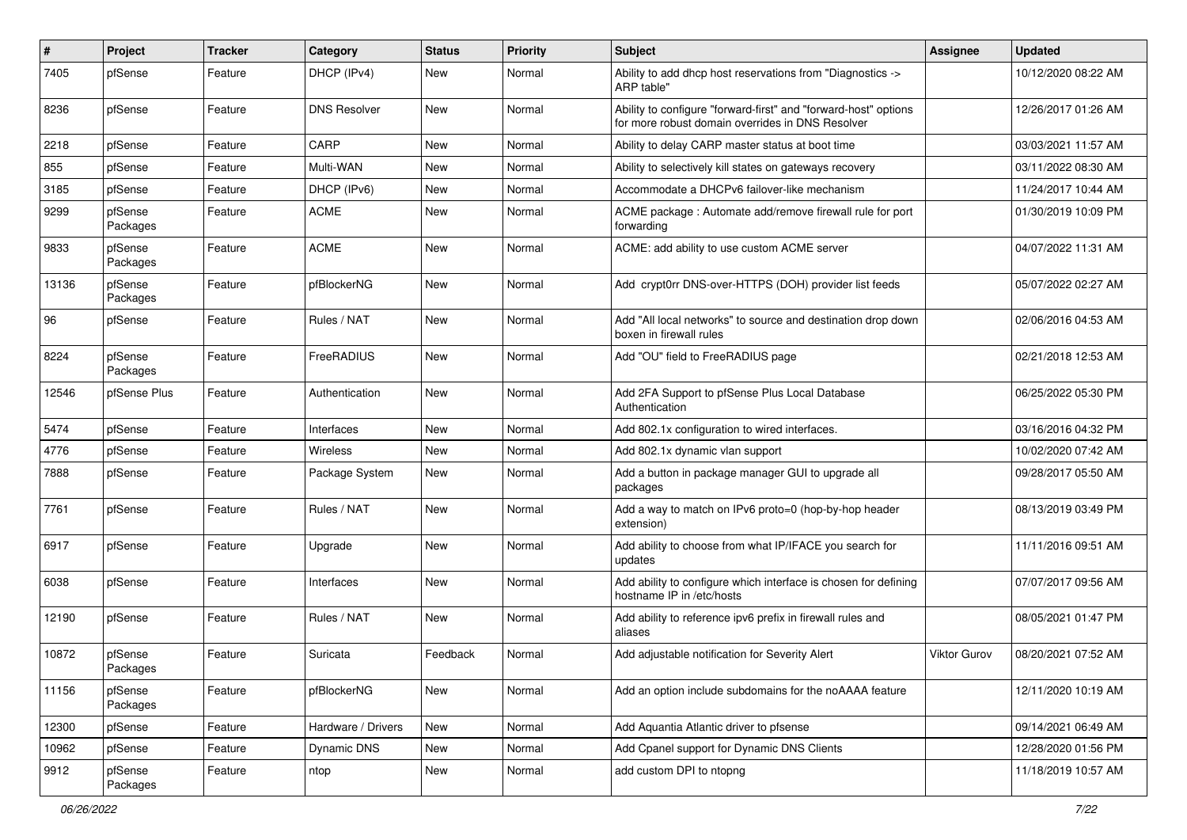| # | Project | Tracker | Category | Status | Priority | Subject | Assignee | Updated |
|---|---|---|---|---|---|---|---|---|
| 7405 | pfSense | Feature | DHCP (IPv4) | New | Normal | Ability to add dhcp host reservations from "Diagnostics -> ARP table" | | 10/12/2020 08:22 AM |
| 8236 | pfSense | Feature | DNS Resolver | New | Normal | Ability to configure "forward-first" and "forward-host" options for more robust domain overrides in DNS Resolver | | 12/26/2017 01:26 AM |
| 2218 | pfSense | Feature | CARP | New | Normal | Ability to delay CARP master status at boot time | | 03/03/2021 11:57 AM |
| 855 | pfSense | Feature | Multi-WAN | New | Normal | Ability to selectively kill states on gateways recovery | | 03/11/2022 08:30 AM |
| 3185 | pfSense | Feature | DHCP (IPv6) | New | Normal | Accommodate a DHCPv6 failover-like mechanism | | 11/24/2017 10:44 AM |
| 9299 | pfSense Packages | Feature | ACME | New | Normal | ACME package : Automate add/remove firewall rule for port forwarding | | 01/30/2019 10:09 PM |
| 9833 | pfSense Packages | Feature | ACME | New | Normal | ACME: add ability to use custom ACME server | | 04/07/2022 11:31 AM |
| 13136 | pfSense Packages | Feature | pfBlockerNG | New | Normal | Add crypt0rr DNS-over-HTTPS (DOH) provider list feeds | | 05/07/2022 02:27 AM |
| 96 | pfSense | Feature | Rules / NAT | New | Normal | Add "All local networks" to source and destination drop down boxen in firewall rules | | 02/06/2016 04:53 AM |
| 8224 | pfSense Packages | Feature | FreeRADIUS | New | Normal | Add "OU" field to FreeRADIUS page | | 02/21/2018 12:53 AM |
| 12546 | pfSense Plus | Feature | Authentication | New | Normal | Add 2FA Support to pfSense Plus Local Database Authentication | | 06/25/2022 05:30 PM |
| 5474 | pfSense | Feature | Interfaces | New | Normal | Add 802.1x configuration to wired interfaces. | | 03/16/2016 04:32 PM |
| 4776 | pfSense | Feature | Wireless | New | Normal | Add 802.1x dynamic vlan support | | 10/02/2020 07:42 AM |
| 7888 | pfSense | Feature | Package System | New | Normal | Add a button in package manager GUI to upgrade all packages | | 09/28/2017 05:50 AM |
| 7761 | pfSense | Feature | Rules / NAT | New | Normal | Add a way to match on IPv6 proto=0 (hop-by-hop header extension) | | 08/13/2019 03:49 PM |
| 6917 | pfSense | Feature | Upgrade | New | Normal | Add ability to choose from what IP/IFACE you search for updates | | 11/11/2016 09:51 AM |
| 6038 | pfSense | Feature | Interfaces | New | Normal | Add ability to configure which interface is chosen for defining hostname IP in /etc/hosts | | 07/07/2017 09:56 AM |
| 12190 | pfSense | Feature | Rules / NAT | New | Normal | Add ability to reference ipv6 prefix in firewall rules and aliases | | 08/05/2021 01:47 PM |
| 10872 | pfSense Packages | Feature | Suricata | Feedback | Normal | Add adjustable notification for Severity Alert | Viktor Gurov | 08/20/2021 07:52 AM |
| 11156 | pfSense Packages | Feature | pfBlockerNG | New | Normal | Add an option include subdomains for the noAAAA feature | | 12/11/2020 10:19 AM |
| 12300 | pfSense | Feature | Hardware / Drivers | New | Normal | Add Aquantia Atlantic driver to pfsense | | 09/14/2021 06:49 AM |
| 10962 | pfSense | Feature | Dynamic DNS | New | Normal | Add Cpanel support for Dynamic DNS Clients | | 12/28/2020 01:56 PM |
| 9912 | pfSense Packages | Feature | ntop | New | Normal | add custom DPI to ntopng | | 11/18/2019 10:57 AM |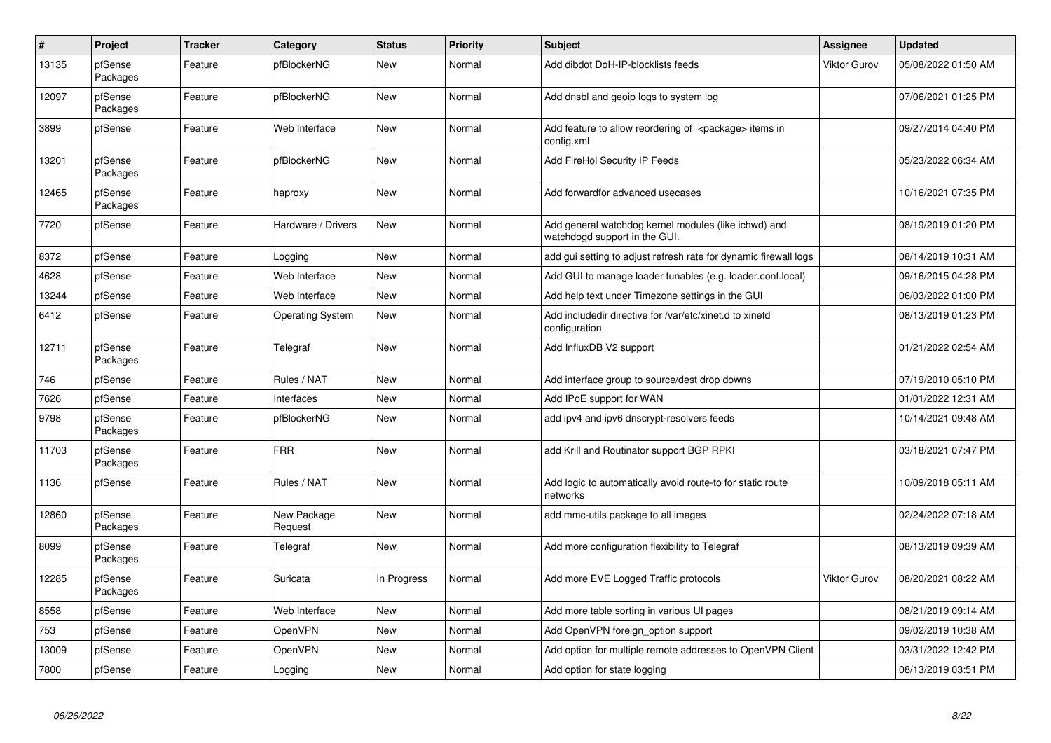| # | Project | Tracker | Category | Status | Priority | Subject | Assignee | Updated |
|---|---|---|---|---|---|---|---|---|
| 13135 | pfSense Packages | Feature | pfBlockerNG | New | Normal | Add dibdot DoH-IP-blocklists feeds | Viktor Gurov | 05/08/2022 01:50 AM |
| 12097 | pfSense Packages | Feature | pfBlockerNG | New | Normal | Add dnsbl and geoip logs to system log | | 07/06/2021 01:25 PM |
| 3899 | pfSense | Feature | Web Interface | New | Normal | Add feature to allow reordering of <package> items in config.xml | | 09/27/2014 04:40 PM |
| 13201 | pfSense Packages | Feature | pfBlockerNG | New | Normal | Add FireHol Security IP Feeds | | 05/23/2022 06:34 AM |
| 12465 | pfSense Packages | Feature | haproxy | New | Normal | Add forwardfor advanced usecases | | 10/16/2021 07:35 PM |
| 7720 | pfSense | Feature | Hardware / Drivers | New | Normal | Add general watchdog kernel modules (like ichwd) and watchdogd support in the GUI. | | 08/19/2019 01:20 PM |
| 8372 | pfSense | Feature | Logging | New | Normal | add gui setting to adjust refresh rate for dynamic firewall logs | | 08/14/2019 10:31 AM |
| 4628 | pfSense | Feature | Web Interface | New | Normal | Add GUI to manage loader tunables (e.g. loader.conf.local) | | 09/16/2015 04:28 PM |
| 13244 | pfSense | Feature | Web Interface | New | Normal | Add help text under Timezone settings in the GUI | | 06/03/2022 01:00 PM |
| 6412 | pfSense | Feature | Operating System | New | Normal | Add includedir directive for /var/etc/xinet.d to xinetd configuration | | 08/13/2019 01:23 PM |
| 12711 | pfSense Packages | Feature | Telegraf | New | Normal | Add InfluxDB V2 support | | 01/21/2022 02:54 AM |
| 746 | pfSense | Feature | Rules / NAT | New | Normal | Add interface group to source/dest drop downs | | 07/19/2010 05:10 PM |
| 7626 | pfSense | Feature | Interfaces | New | Normal | Add IPoE support for WAN | | 01/01/2022 12:31 AM |
| 9798 | pfSense Packages | Feature | pfBlockerNG | New | Normal | add ipv4 and ipv6 dnscrypt-resolvers feeds | | 10/14/2021 09:48 AM |
| 11703 | pfSense Packages | Feature | FRR | New | Normal | add Krill and Routinator support BGP RPKI | | 03/18/2021 07:47 PM |
| 1136 | pfSense | Feature | Rules / NAT | New | Normal | Add logic to automatically avoid route-to for static route networks | | 10/09/2018 05:11 AM |
| 12860 | pfSense Packages | Feature | New Package Request | New | Normal | add mmc-utils package to all images | | 02/24/2022 07:18 AM |
| 8099 | pfSense Packages | Feature | Telegraf | New | Normal | Add more configuration flexibility to Telegraf | | 08/13/2019 09:39 AM |
| 12285 | pfSense Packages | Feature | Suricata | In Progress | Normal | Add more EVE Logged Traffic protocols | Viktor Gurov | 08/20/2021 08:22 AM |
| 8558 | pfSense | Feature | Web Interface | New | Normal | Add more table sorting in various UI pages | | 08/21/2019 09:14 AM |
| 753 | pfSense | Feature | OpenVPN | New | Normal | Add OpenVPN foreign_option support | | 09/02/2019 10:38 AM |
| 13009 | pfSense | Feature | OpenVPN | New | Normal | Add option for multiple remote addresses to OpenVPN Client | | 03/31/2022 12:42 PM |
| 7800 | pfSense | Feature | Logging | New | Normal | Add option for state logging | | 08/13/2019 03:51 PM |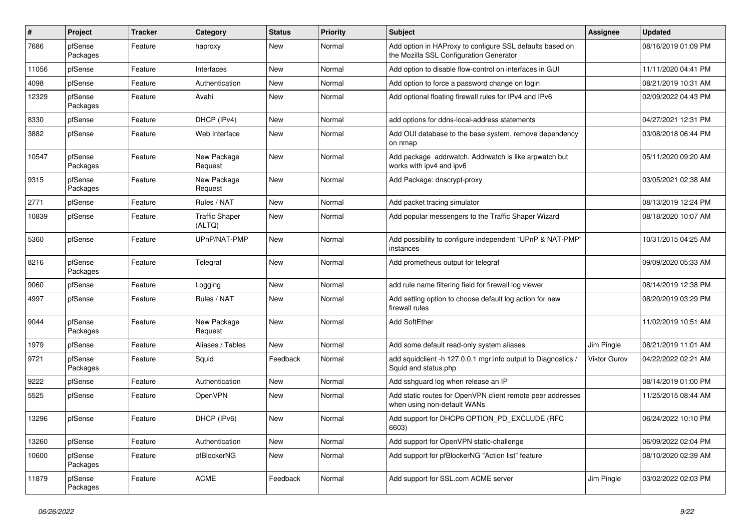| # | Project | Tracker | Category | Status | Priority | Subject | Assignee | Updated |
|---|---|---|---|---|---|---|---|---|
| 7686 | pfSense Packages | Feature | haproxy | New | Normal | Add option in HAProxy to configure SSL defaults based on the Mozilla SSL Configuration Generator | | 08/16/2019 01:09 PM |
| 11056 | pfSense | Feature | Interfaces | New | Normal | Add option to disable flow-control on interfaces in GUI | | 11/11/2020 04:41 PM |
| 4098 | pfSense | Feature | Authentication | New | Normal | Add option to force a password change on login | | 08/21/2019 10:31 AM |
| 12329 | pfSense Packages | Feature | Avahi | New | Normal | Add optional floating firewall rules for IPv4 and IPv6 | | 02/09/2022 04:43 PM |
| 8330 | pfSense | Feature | DHCP (IPv4) | New | Normal | add options for ddns-local-address statements | | 04/27/2021 12:31 PM |
| 3882 | pfSense | Feature | Web Interface | New | Normal | Add OUI database to the base system, remove dependency on nmap | | 03/08/2018 06:44 PM |
| 10547 | pfSense Packages | Feature | New Package Request | New | Normal | Add package addrwatch. Addrwatch is like arpwatch but works with ipv4 and ipv6 | | 05/11/2020 09:20 AM |
| 9315 | pfSense Packages | Feature | New Package Request | New | Normal | Add Package: dnscrypt-proxy | | 03/05/2021 02:38 AM |
| 2771 | pfSense | Feature | Rules / NAT | New | Normal | Add packet tracing simulator | | 08/13/2019 12:24 PM |
| 10839 | pfSense | Feature | Traffic Shaper (ALTQ) | New | Normal | Add popular messengers to the Traffic Shaper Wizard | | 08/18/2020 10:07 AM |
| 5360 | pfSense | Feature | UPnP/NAT-PMP | New | Normal | Add possibility to configure independent "UPnP & NAT-PMP" instances | | 10/31/2015 04:25 AM |
| 8216 | pfSense Packages | Feature | Telegraf | New | Normal | Add prometheus output for telegraf | | 09/09/2020 05:33 AM |
| 9060 | pfSense | Feature | Logging | New | Normal | add rule name filtering field for firewall log viewer | | 08/14/2019 12:38 PM |
| 4997 | pfSense | Feature | Rules / NAT | New | Normal | Add setting option to choose default log action for new firewall rules | | 08/20/2019 03:29 PM |
| 9044 | pfSense Packages | Feature | New Package Request | New | Normal | Add SoftEther | | 11/02/2019 10:51 AM |
| 1979 | pfSense | Feature | Aliases / Tables | New | Normal | Add some default read-only system aliases | Jim Pingle | 08/21/2019 11:01 AM |
| 9721 | pfSense Packages | Feature | Squid | Feedback | Normal | add squidclient -h 127.0.0.1 mgr:info output to Diagnostics / Squid and status.php | Viktor Gurov | 04/22/2022 02:21 AM |
| 9222 | pfSense | Feature | Authentication | New | Normal | Add sshguard log when release an IP | | 08/14/2019 01:00 PM |
| 5525 | pfSense | Feature | OpenVPN | New | Normal | Add static routes for OpenVPN client remote peer addresses when using non-default WANs | | 11/25/2015 08:44 AM |
| 13296 | pfSense | Feature | DHCP (IPv6) | New | Normal | Add support for DHCP6 OPTION_PD_EXCLUDE (RFC 6603) | | 06/24/2022 10:10 PM |
| 13260 | pfSense | Feature | Authentication | New | Normal | Add support for OpenVPN static-challenge | | 06/09/2022 02:04 PM |
| 10600 | pfSense Packages | Feature | pfBlockerNG | New | Normal | Add support for pfBlockerNG "Action list" feature | | 08/10/2020 02:39 AM |
| 11879 | pfSense Packages | Feature | ACME | Feedback | Normal | Add support for SSL.com ACME server | Jim Pingle | 03/02/2022 02:03 PM |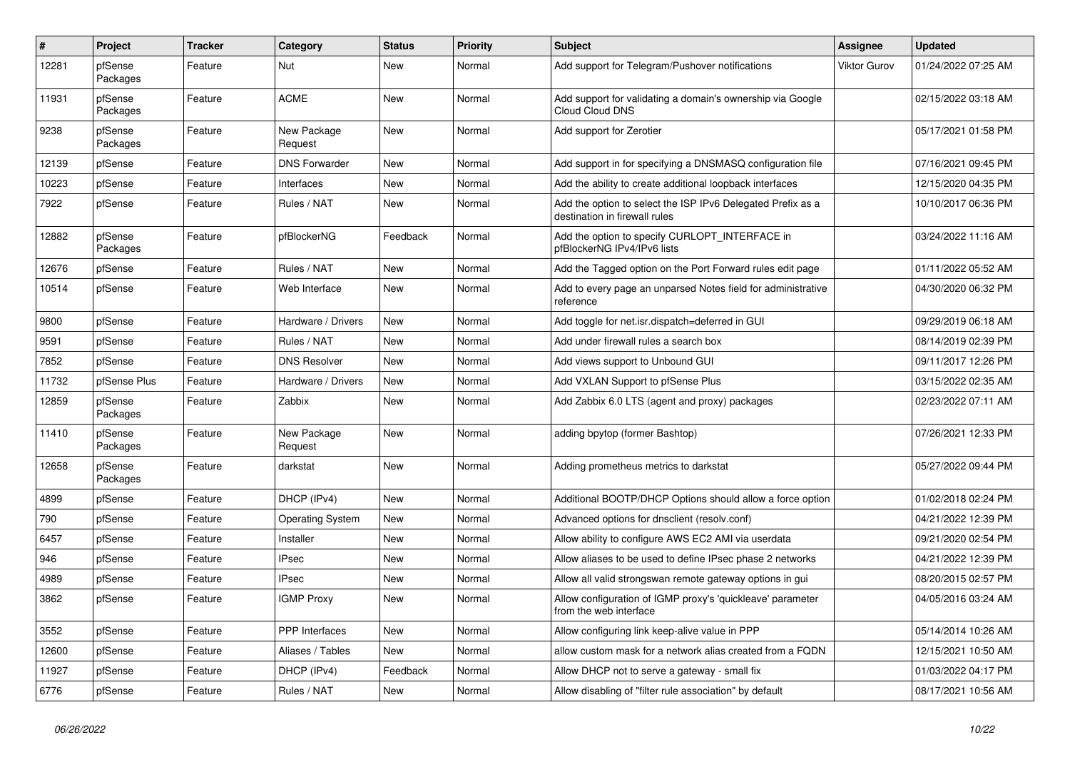| # | Project | Tracker | Category | Status | Priority | Subject | Assignee | Updated |
|---|---|---|---|---|---|---|---|---|
| 12281 | pfSense Packages | Feature | Nut | New | Normal | Add support for Telegram/Pushover notifications | Viktor Gurov | 01/24/2022 07:25 AM |
| 11931 | pfSense Packages | Feature | ACME | New | Normal | Add support for validating a domain's ownership via Google Cloud Cloud DNS | | 02/15/2022 03:18 AM |
| 9238 | pfSense Packages | Feature | New Package Request | New | Normal | Add support for Zerotier | | 05/17/2021 01:58 PM |
| 12139 | pfSense | Feature | DNS Forwarder | New | Normal | Add support in for specifying a DNSMASQ configuration file | | 07/16/2021 09:45 PM |
| 10223 | pfSense | Feature | Interfaces | New | Normal | Add the ability to create additional loopback interfaces | | 12/15/2020 04:35 PM |
| 7922 | pfSense | Feature | Rules / NAT | New | Normal | Add the option to select the ISP IPv6 Delegated Prefix as a destination in firewall rules | | 10/10/2017 06:36 PM |
| 12882 | pfSense Packages | Feature | pfBlockerNG | Feedback | Normal | Add the option to specify CURLOPT_INTERFACE in pfBlockerNG IPv4/IPv6 lists | | 03/24/2022 11:16 AM |
| 12676 | pfSense | Feature | Rules / NAT | New | Normal | Add the Tagged option on the Port Forward rules edit page | | 01/11/2022 05:52 AM |
| 10514 | pfSense | Feature | Web Interface | New | Normal | Add to every page an unparsed Notes field for administrative reference | | 04/30/2020 06:32 PM |
| 9800 | pfSense | Feature | Hardware / Drivers | New | Normal | Add toggle for net.isr.dispatch=deferred in GUI | | 09/29/2019 06:18 AM |
| 9591 | pfSense | Feature | Rules / NAT | New | Normal | Add under firewall rules a search box | | 08/14/2019 02:39 PM |
| 7852 | pfSense | Feature | DNS Resolver | New | Normal | Add views support to Unbound GUI | | 09/11/2017 12:26 PM |
| 11732 | pfSense Plus | Feature | Hardware / Drivers | New | Normal | Add VXLAN Support to pfSense Plus | | 03/15/2022 02:35 AM |
| 12859 | pfSense Packages | Feature | Zabbix | New | Normal | Add Zabbix 6.0 LTS (agent and proxy) packages | | 02/23/2022 07:11 AM |
| 11410 | pfSense Packages | Feature | New Package Request | New | Normal | adding bpytop (former Bashtop) | | 07/26/2021 12:33 PM |
| 12658 | pfSense Packages | Feature | darkstat | New | Normal | Adding prometheus metrics to darkstat | | 05/27/2022 09:44 PM |
| 4899 | pfSense | Feature | DHCP (IPv4) | New | Normal | Additional BOOTP/DHCP Options should allow a force option | | 01/02/2018 02:24 PM |
| 790 | pfSense | Feature | Operating System | New | Normal | Advanced options for dnsclient (resolv.conf) | | 04/21/2022 12:39 PM |
| 6457 | pfSense | Feature | Installer | New | Normal | Allow ability to configure AWS EC2 AMI via userdata | | 09/21/2020 02:54 PM |
| 946 | pfSense | Feature | IPsec | New | Normal | Allow aliases to be used to define IPsec phase 2 networks | | 04/21/2022 12:39 PM |
| 4989 | pfSense | Feature | IPsec | New | Normal | Allow all valid strongswan remote gateway options in gui | | 08/20/2015 02:57 PM |
| 3862 | pfSense | Feature | IGMP Proxy | New | Normal | Allow configuration of IGMP proxy's 'quickleave' parameter from the web interface | | 04/05/2016 03:24 AM |
| 3552 | pfSense | Feature | PPP Interfaces | New | Normal | Allow configuring link keep-alive value in PPP | | 05/14/2014 10:26 AM |
| 12600 | pfSense | Feature | Aliases / Tables | New | Normal | allow custom mask for a network alias created from a FQDN | | 12/15/2021 10:50 AM |
| 11927 | pfSense | Feature | DHCP (IPv4) | Feedback | Normal | Allow DHCP not to serve a gateway - small fix | | 01/03/2022 04:17 PM |
| 6776 | pfSense | Feature | Rules / NAT | New | Normal | Allow disabling of "filter rule association" by default | | 08/17/2021 10:56 AM |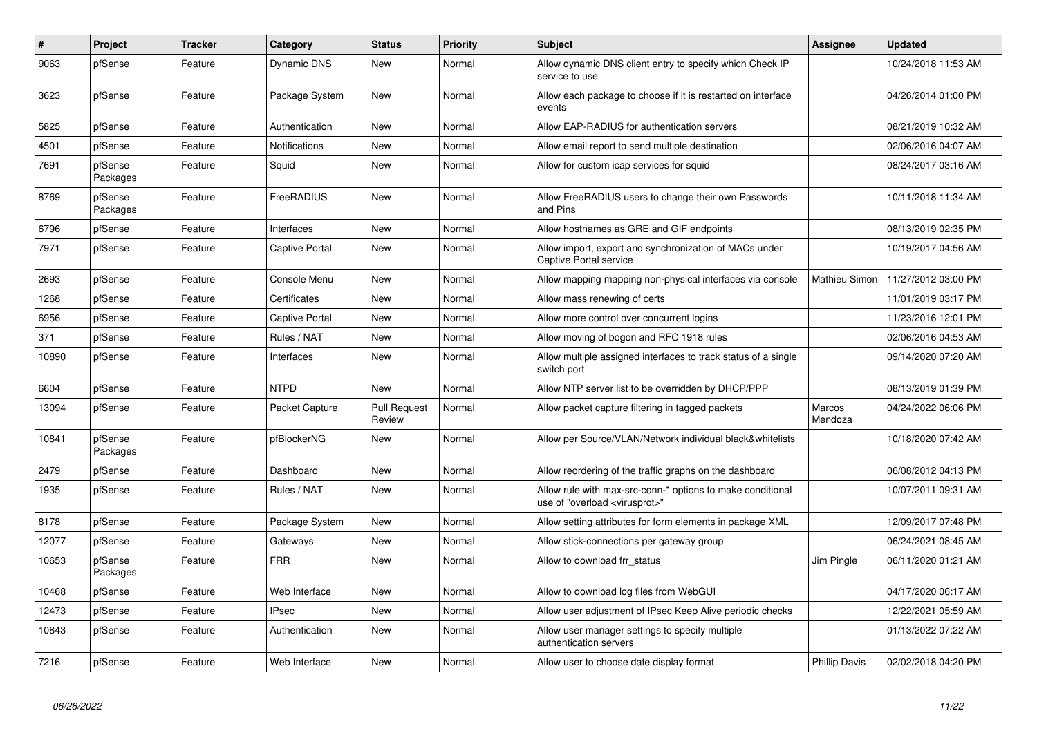| # | Project | Tracker | Category | Status | Priority | Subject | Assignee | Updated |
|---|---|---|---|---|---|---|---|---|
| 9063 | pfSense | Feature | Dynamic DNS | New | Normal | Allow dynamic DNS client entry to specify which Check IP service to use | | 10/24/2018 11:53 AM |
| 3623 | pfSense | Feature | Package System | New | Normal | Allow each package to choose if it is restarted on interface events | | 04/26/2014 01:00 PM |
| 5825 | pfSense | Feature | Authentication | New | Normal | Allow EAP-RADIUS for authentication servers | | 08/21/2019 10:32 AM |
| 4501 | pfSense | Feature | Notifications | New | Normal | Allow email report to send multiple destination | | 02/06/2016 04:07 AM |
| 7691 | pfSense Packages | Feature | Squid | New | Normal | Allow for custom icap services for squid | | 08/24/2017 03:16 AM |
| 8769 | pfSense Packages | Feature | FreeRADIUS | New | Normal | Allow FreeRADIUS users to change their own Passwords and Pins | | 10/11/2018 11:34 AM |
| 6796 | pfSense | Feature | Interfaces | New | Normal | Allow hostnames as GRE and GIF endpoints | | 08/13/2019 02:35 PM |
| 7971 | pfSense | Feature | Captive Portal | New | Normal | Allow import, export and synchronization of MACs under Captive Portal service | | 10/19/2017 04:56 AM |
| 2693 | pfSense | Feature | Console Menu | New | Normal | Allow mapping mapping non-physical interfaces via console | Mathieu Simon | 11/27/2012 03:00 PM |
| 1268 | pfSense | Feature | Certificates | New | Normal | Allow mass renewing of certs | | 11/01/2019 03:17 PM |
| 6956 | pfSense | Feature | Captive Portal | New | Normal | Allow more control over concurrent logins | | 11/23/2016 12:01 PM |
| 371 | pfSense | Feature | Rules / NAT | New | Normal | Allow moving of bogon and RFC 1918 rules | | 02/06/2016 04:53 AM |
| 10890 | pfSense | Feature | Interfaces | New | Normal | Allow multiple assigned interfaces to track status of a single switch port | | 09/14/2020 07:20 AM |
| 6604 | pfSense | Feature | NTPD | New | Normal | Allow NTP server list to be overridden by DHCP/PPP | | 08/13/2019 01:39 PM |
| 13094 | pfSense | Feature | Packet Capture | Pull Request Review | Normal | Allow packet capture filtering in tagged packets | Marcos Mendoza | 04/24/2022 06:06 PM |
| 10841 | pfSense Packages | Feature | pfBlockerNG | New | Normal | Allow per Source/VLAN/Network individual black&whitelists | | 10/18/2020 07:42 AM |
| 2479 | pfSense | Feature | Dashboard | New | Normal | Allow reordering of the traffic graphs on the dashboard | | 06/08/2012 04:13 PM |
| 1935 | pfSense | Feature | Rules / NAT | New | Normal | Allow rule with max-src-conn-* options to make conditional use of "overload <virusprot>" | | 10/07/2011 09:31 AM |
| 8178 | pfSense | Feature | Package System | New | Normal | Allow setting attributes for form elements in package XML | | 12/09/2017 07:48 PM |
| 12077 | pfSense | Feature | Gateways | New | Normal | Allow stick-connections per gateway group | | 06/24/2021 08:45 AM |
| 10653 | pfSense Packages | Feature | FRR | New | Normal | Allow to download frr_status | Jim Pingle | 06/11/2020 01:21 AM |
| 10468 | pfSense | Feature | Web Interface | New | Normal | Allow to download log files from WebGUI | | 04/17/2020 06:17 AM |
| 12473 | pfSense | Feature | IPsec | New | Normal | Allow user adjustment of IPsec Keep Alive periodic checks | | 12/22/2021 05:59 AM |
| 10843 | pfSense | Feature | Authentication | New | Normal | Allow user manager settings to specify multiple authentication servers | | 01/13/2022 07:22 AM |
| 7216 | pfSense | Feature | Web Interface | New | Normal | Allow user to choose date display format | Phillip Davis | 02/02/2018 04:20 PM |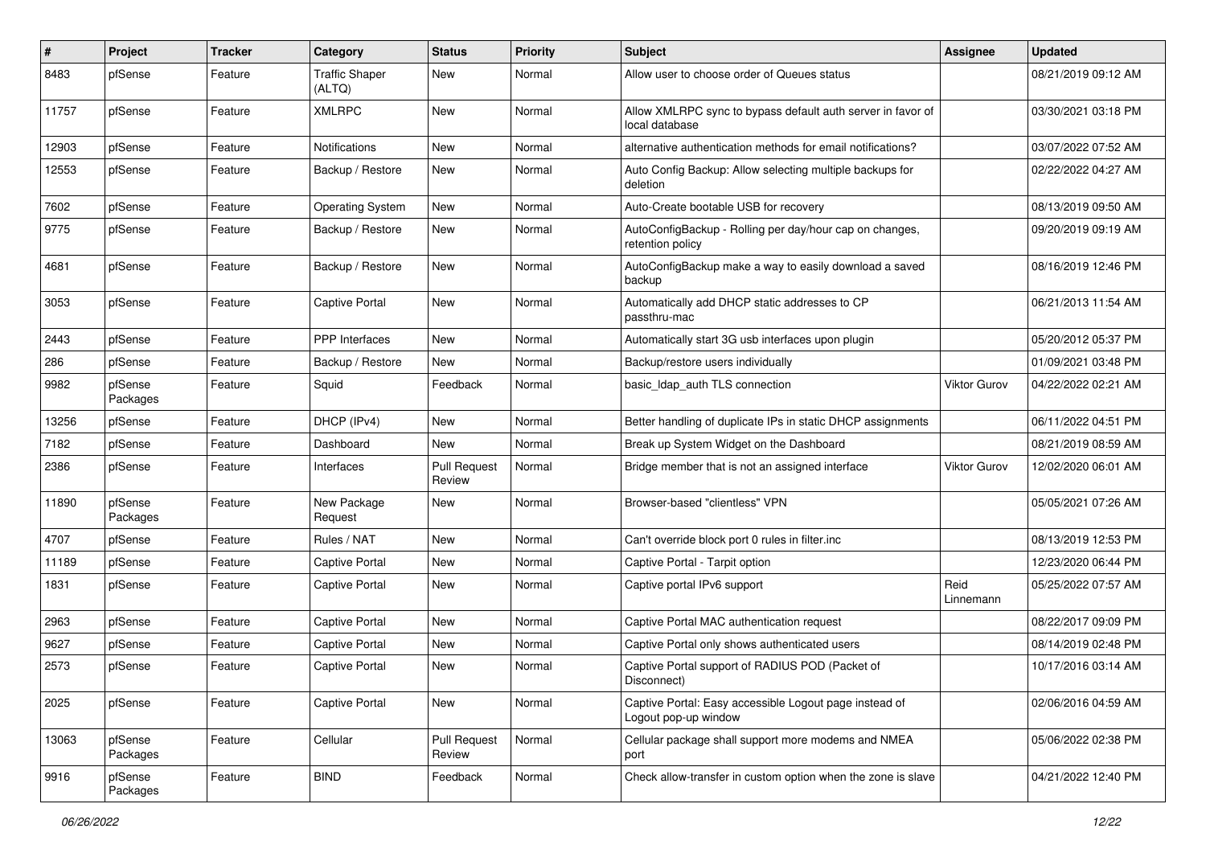| # | Project | Tracker | Category | Status | Priority | Subject | Assignee | Updated |
|---|---|---|---|---|---|---|---|---|
| 8483 | pfSense | Feature | Traffic Shaper (ALTQ) | New | Normal | Allow user to choose order of Queues status | | 08/21/2019 09:12 AM |
| 11757 | pfSense | Feature | XMLRPC | New | Normal | Allow XMLRPC sync to bypass default auth server in favor of local database | | 03/30/2021 03:18 PM |
| 12903 | pfSense | Feature | Notifications | New | Normal | alternative authentication methods for email notifications? | | 03/07/2022 07:52 AM |
| 12553 | pfSense | Feature | Backup / Restore | New | Normal | Auto Config Backup: Allow selecting multiple backups for deletion | | 02/22/2022 04:27 AM |
| 7602 | pfSense | Feature | Operating System | New | Normal | Auto-Create bootable USB for recovery | | 08/13/2019 09:50 AM |
| 9775 | pfSense | Feature | Backup / Restore | New | Normal | AutoConfigBackup - Rolling per day/hour cap on changes, retention policy | | 09/20/2019 09:19 AM |
| 4681 | pfSense | Feature | Backup / Restore | New | Normal | AutoConfigBackup make a way to easily download a saved backup | | 08/16/2019 12:46 PM |
| 3053 | pfSense | Feature | Captive Portal | New | Normal | Automatically add DHCP static addresses to CP passthru-mac | | 06/21/2013 11:54 AM |
| 2443 | pfSense | Feature | PPP Interfaces | New | Normal | Automatically start 3G usb interfaces upon plugin | | 05/20/2012 05:37 PM |
| 286 | pfSense | Feature | Backup / Restore | New | Normal | Backup/restore users individually | | 01/09/2021 03:48 PM |
| 9982 | pfSense Packages | Feature | Squid | Feedback | Normal | basic_ldap_auth TLS connection | Viktor Gurov | 04/22/2022 02:21 AM |
| 13256 | pfSense | Feature | DHCP (IPv4) | New | Normal | Better handling of duplicate IPs in static DHCP assignments | | 06/11/2022 04:51 PM |
| 7182 | pfSense | Feature | Dashboard | New | Normal | Break up System Widget on the Dashboard | | 08/21/2019 08:59 AM |
| 2386 | pfSense | Feature | Interfaces | Pull Request Review | Normal | Bridge member that is not an assigned interface | Viktor Gurov | 12/02/2020 06:01 AM |
| 11890 | pfSense Packages | Feature | New Package Request | New | Normal | Browser-based "clientless" VPN | | 05/05/2021 07:26 AM |
| 4707 | pfSense | Feature | Rules / NAT | New | Normal | Can't override block port 0 rules in filter.inc | | 08/13/2019 12:53 PM |
| 11189 | pfSense | Feature | Captive Portal | New | Normal | Captive Portal - Tarpit option | | 12/23/2020 06:44 PM |
| 1831 | pfSense | Feature | Captive Portal | New | Normal | Captive portal IPv6 support | Reid Linnemann | 05/25/2022 07:57 AM |
| 2963 | pfSense | Feature | Captive Portal | New | Normal | Captive Portal MAC authentication request | | 08/22/2017 09:09 PM |
| 9627 | pfSense | Feature | Captive Portal | New | Normal | Captive Portal only shows authenticated users | | 08/14/2019 02:48 PM |
| 2573 | pfSense | Feature | Captive Portal | New | Normal | Captive Portal support of RADIUS POD (Packet of Disconnect) | | 10/17/2016 03:14 AM |
| 2025 | pfSense | Feature | Captive Portal | New | Normal | Captive Portal: Easy accessible Logout page instead of Logout pop-up window | | 02/06/2016 04:59 AM |
| 13063 | pfSense Packages | Feature | Cellular | Pull Request Review | Normal | Cellular package shall support more modems and NMEA port | | 05/06/2022 02:38 PM |
| 9916 | pfSense Packages | Feature | BIND | Feedback | Normal | Check allow-transfer in custom option when the zone is slave | | 04/21/2022 12:40 PM |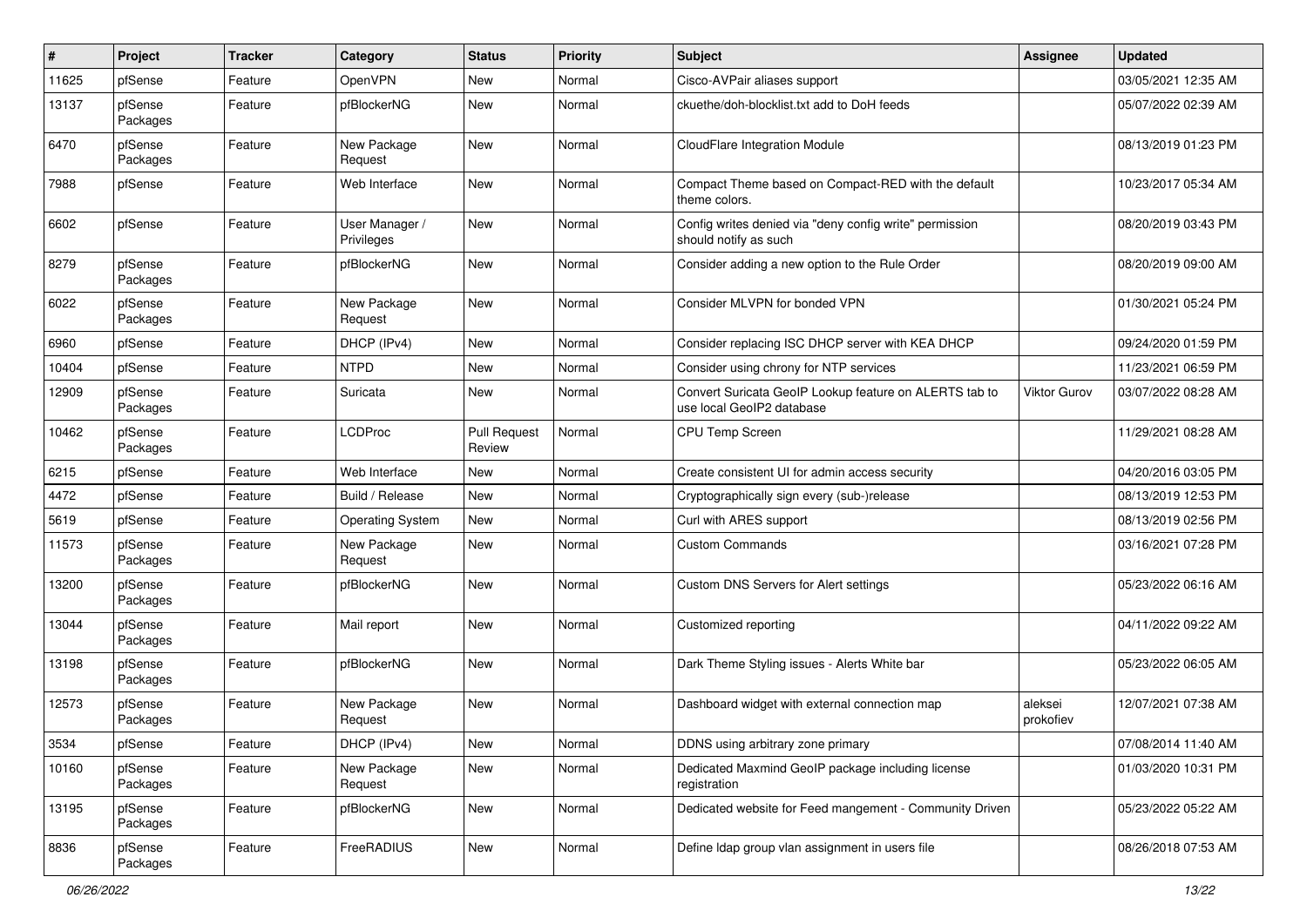| # | Project | Tracker | Category | Status | Priority | Subject | Assignee | Updated |
|---|---|---|---|---|---|---|---|---|
| 11625 | pfSense | Feature | OpenVPN | New | Normal | Cisco-AVPair aliases support | | 03/05/2021 12:35 AM |
| 13137 | pfSense Packages | Feature | pfBlockerNG | New | Normal | ckuethe/doh-blocklist.txt add to DoH feeds | | 05/07/2022 02:39 AM |
| 6470 | pfSense Packages | Feature | New Package Request | New | Normal | CloudFlare Integration Module | | 08/13/2019 01:23 PM |
| 7988 | pfSense | Feature | Web Interface | New | Normal | Compact Theme based on Compact-RED with the default theme colors. | | 10/23/2017 05:34 AM |
| 6602 | pfSense | Feature | User Manager / Privileges | New | Normal | Config writes denied via "deny config write" permission should notify as such | | 08/20/2019 03:43 PM |
| 8279 | pfSense Packages | Feature | pfBlockerNG | New | Normal | Consider adding a new option to the Rule Order | | 08/20/2019 09:00 AM |
| 6022 | pfSense Packages | Feature | New Package Request | New | Normal | Consider MLVPN for bonded VPN | | 01/30/2021 05:24 PM |
| 6960 | pfSense | Feature | DHCP (IPv4) | New | Normal | Consider replacing ISC DHCP server with KEA DHCP | | 09/24/2020 01:59 PM |
| 10404 | pfSense | Feature | NTPD | New | Normal | Consider using chrony for NTP services | | 11/23/2021 06:59 PM |
| 12909 | pfSense Packages | Feature | Suricata | New | Normal | Convert Suricata GeoIP Lookup feature on ALERTS tab to use local GeoIP2 database | Viktor Gurov | 03/07/2022 08:28 AM |
| 10462 | pfSense Packages | Feature | LCDProc | Pull Request Review | Normal | CPU Temp Screen | | 11/29/2021 08:28 AM |
| 6215 | pfSense | Feature | Web Interface | New | Normal | Create consistent UI for admin access security | | 04/20/2016 03:05 PM |
| 4472 | pfSense | Feature | Build / Release | New | Normal | Cryptographically sign every (sub-)release | | 08/13/2019 12:53 PM |
| 5619 | pfSense | Feature | Operating System | New | Normal | Curl with ARES support | | 08/13/2019 02:56 PM |
| 11573 | pfSense Packages | Feature | New Package Request | New | Normal | Custom Commands | | 03/16/2021 07:28 PM |
| 13200 | pfSense Packages | Feature | pfBlockerNG | New | Normal | Custom DNS Servers for Alert settings | | 05/23/2022 06:16 AM |
| 13044 | pfSense Packages | Feature | Mail report | New | Normal | Customized reporting | | 04/11/2022 09:22 AM |
| 13198 | pfSense Packages | Feature | pfBlockerNG | New | Normal | Dark Theme Styling issues - Alerts White bar | | 05/23/2022 06:05 AM |
| 12573 | pfSense Packages | Feature | New Package Request | New | Normal | Dashboard widget with external connection map | aleksei prokofiev | 12/07/2021 07:38 AM |
| 3534 | pfSense | Feature | DHCP (IPv4) | New | Normal | DDNS using arbitrary zone primary | | 07/08/2014 11:40 AM |
| 10160 | pfSense Packages | Feature | New Package Request | New | Normal | Dedicated Maxmind GeoIP package including license registration | | 01/03/2020 10:31 PM |
| 13195 | pfSense Packages | Feature | pfBlockerNG | New | Normal | Dedicated website for Feed mangement - Community Driven | | 05/23/2022 05:22 AM |
| 8836 | pfSense Packages | Feature | FreeRADIUS | New | Normal | Define ldap group vlan assignment in users file | | 08/26/2018 07:53 AM |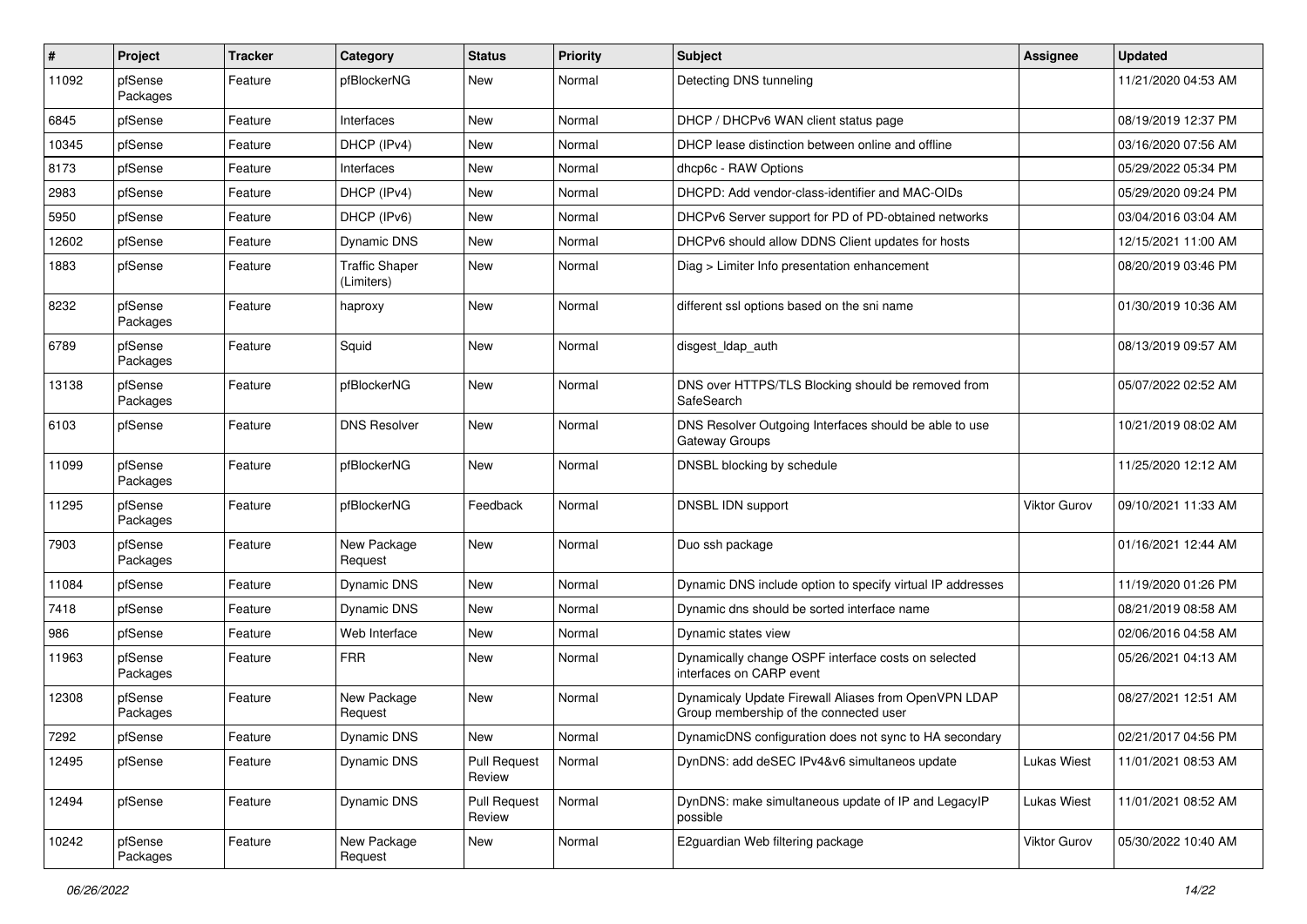| # | Project | Tracker | Category | Status | Priority | Subject | Assignee | Updated |
|---|---|---|---|---|---|---|---|---|
| 11092 | pfSense Packages | Feature | pfBlockerNG | New | Normal | Detecting DNS tunneling | | 11/21/2020 04:53 AM |
| 6845 | pfSense | Feature | Interfaces | New | Normal | DHCP / DHCPv6 WAN client status page | | 08/19/2019 12:37 PM |
| 10345 | pfSense | Feature | DHCP (IPv4) | New | Normal | DHCP lease distinction between online and offline | | 03/16/2020 07:56 AM |
| 8173 | pfSense | Feature | Interfaces | New | Normal | dhcp6c - RAW Options | | 05/29/2022 05:34 PM |
| 2983 | pfSense | Feature | DHCP (IPv4) | New | Normal | DHCPD: Add vendor-class-identifier and MAC-OIDs | | 05/29/2020 09:24 PM |
| 5950 | pfSense | Feature | DHCP (IPv6) | New | Normal | DHCPv6 Server support for PD of PD-obtained networks | | 03/04/2016 03:04 AM |
| 12602 | pfSense | Feature | Dynamic DNS | New | Normal | DHCPv6 should allow DDNS Client updates for hosts | | 12/15/2021 11:00 AM |
| 1883 | pfSense | Feature | Traffic Shaper (Limiters) | New | Normal | Diag > Limiter Info presentation enhancement | | 08/20/2019 03:46 PM |
| 8232 | pfSense Packages | Feature | haproxy | New | Normal | different ssl options based on the sni name | | 01/30/2019 10:36 AM |
| 6789 | pfSense Packages | Feature | Squid | New | Normal | disgest_ldap_auth | | 08/13/2019 09:57 AM |
| 13138 | pfSense Packages | Feature | pfBlockerNG | New | Normal | DNS over HTTPS/TLS Blocking should be removed from SafeSearch | | 05/07/2022 02:52 AM |
| 6103 | pfSense | Feature | DNS Resolver | New | Normal | DNS Resolver Outgoing Interfaces should be able to use Gateway Groups | | 10/21/2019 08:02 AM |
| 11099 | pfSense Packages | Feature | pfBlockerNG | New | Normal | DNSBL blocking by schedule | | 11/25/2020 12:12 AM |
| 11295 | pfSense Packages | Feature | pfBlockerNG | Feedback | Normal | DNSBL IDN support | Viktor Gurov | 09/10/2021 11:33 AM |
| 7903 | pfSense Packages | Feature | New Package Request | New | Normal | Duo ssh package | | 01/16/2021 12:44 AM |
| 11084 | pfSense | Feature | Dynamic DNS | New | Normal | Dynamic DNS include option to specify virtual IP addresses | | 11/19/2020 01:26 PM |
| 7418 | pfSense | Feature | Dynamic DNS | New | Normal | Dynamic dns should be sorted interface name | | 08/21/2019 08:58 AM |
| 986 | pfSense | Feature | Web Interface | New | Normal | Dynamic states view | | 02/06/2016 04:58 AM |
| 11963 | pfSense Packages | Feature | FRR | New | Normal | Dynamically change OSPF interface costs on selected interfaces on CARP event | | 05/26/2021 04:13 AM |
| 12308 | pfSense Packages | Feature | New Package Request | New | Normal | Dynamicaly Update Firewall Aliases from OpenVPN LDAP Group membership of the connected user | | 08/27/2021 12:51 AM |
| 7292 | pfSense | Feature | Dynamic DNS | New | Normal | DynamicDNS configuration does not sync to HA secondary | | 02/21/2017 04:56 PM |
| 12495 | pfSense | Feature | Dynamic DNS | Pull Request Review | Normal | DynDNS: add deSEC IPv4&v6 simultaneos update | Lukas Wiest | 11/01/2021 08:53 AM |
| 12494 | pfSense | Feature | Dynamic DNS | Pull Request Review | Normal | DynDNS: make simultaneous update of IP and LegacyIP possible | Lukas Wiest | 11/01/2021 08:52 AM |
| 10242 | pfSense Packages | Feature | New Package Request | New | Normal | E2guardian Web filtering package | Viktor Gurov | 05/30/2022 10:40 AM |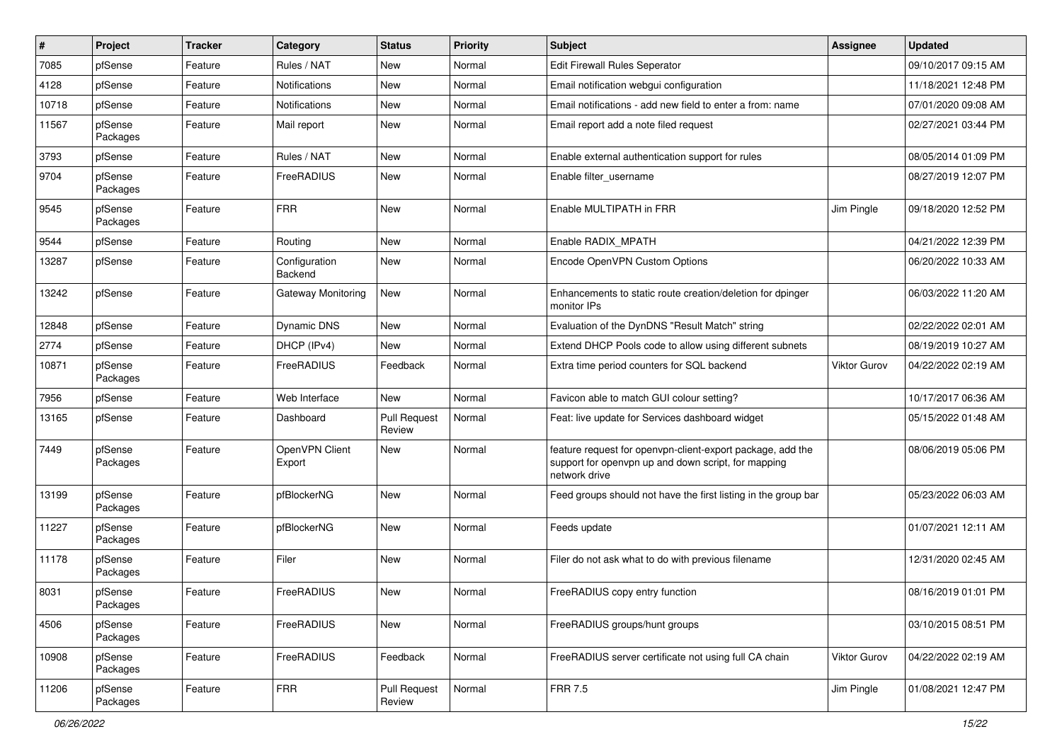| # | Project | Tracker | Category | Status | Priority | Subject | Assignee | Updated |
|---|---|---|---|---|---|---|---|---|
| 7085 | pfSense | Feature | Rules / NAT | New | Normal | Edit Firewall Rules Seperator | | 09/10/2017 09:15 AM |
| 4128 | pfSense | Feature | Notifications | New | Normal | Email notification webgui configuration | | 11/18/2021 12:48 PM |
| 10718 | pfSense | Feature | Notifications | New | Normal | Email notifications - add new field to enter a from: name | | 07/01/2020 09:08 AM |
| 11567 | pfSense Packages | Feature | Mail report | New | Normal | Email report add a note filed request | | 02/27/2021 03:44 PM |
| 3793 | pfSense | Feature | Rules / NAT | New | Normal | Enable external authentication support for rules | | 08/05/2014 01:09 PM |
| 9704 | pfSense Packages | Feature | FreeRADIUS | New | Normal | Enable filter_username | | 08/27/2019 12:07 PM |
| 9545 | pfSense Packages | Feature | FRR | New | Normal | Enable MULTIPATH in FRR | Jim Pingle | 09/18/2020 12:52 PM |
| 9544 | pfSense | Feature | Routing | New | Normal | Enable RADIX_MPATH | | 04/21/2022 12:39 PM |
| 13287 | pfSense | Feature | Configuration Backend | New | Normal | Encode OpenVPN Custom Options | | 06/20/2022 10:33 AM |
| 13242 | pfSense | Feature | Gateway Monitoring | New | Normal | Enhancements to static route creation/deletion for dpinger monitor IPs | | 06/03/2022 11:20 AM |
| 12848 | pfSense | Feature | Dynamic DNS | New | Normal | Evaluation of the DynDNS "Result Match" string | | 02/22/2022 02:01 AM |
| 2774 | pfSense | Feature | DHCP (IPv4) | New | Normal | Extend DHCP Pools code to allow using different subnets | | 08/19/2019 10:27 AM |
| 10871 | pfSense Packages | Feature | FreeRADIUS | Feedback | Normal | Extra time period counters for SQL backend | Viktor Gurov | 04/22/2022 02:19 AM |
| 7956 | pfSense | Feature | Web Interface | New | Normal | Favicon able to match GUI colour setting? | | 10/17/2017 06:36 AM |
| 13165 | pfSense | Feature | Dashboard | Pull Request Review | Normal | Feat: live update for Services dashboard widget | | 05/15/2022 01:48 AM |
| 7449 | pfSense Packages | Feature | OpenVPN Client Export | New | Normal | feature request for openvpn-client-export package, add the support for openvpn up and down script, for mapping network drive | | 08/06/2019 05:06 PM |
| 13199 | pfSense Packages | Feature | pfBlockerNG | New | Normal | Feed groups should not have the first listing in the group bar | | 05/23/2022 06:03 AM |
| 11227 | pfSense Packages | Feature | pfBlockerNG | New | Normal | Feeds update | | 01/07/2021 12:11 AM |
| 11178 | pfSense Packages | Feature | Filer | New | Normal | Filer do not ask what to do with previous filename | | 12/31/2020 02:45 AM |
| 8031 | pfSense Packages | Feature | FreeRADIUS | New | Normal | FreeRADIUS copy entry function | | 08/16/2019 01:01 PM |
| 4506 | pfSense Packages | Feature | FreeRADIUS | New | Normal | FreeRADIUS groups/hunt groups | | 03/10/2015 08:51 PM |
| 10908 | pfSense Packages | Feature | FreeRADIUS | Feedback | Normal | FreeRADIUS server certificate not using full CA chain | Viktor Gurov | 04/22/2022 02:19 AM |
| 11206 | pfSense Packages | Feature | FRR | Pull Request Review | Normal | FRR 7.5 | Jim Pingle | 01/08/2021 12:47 PM |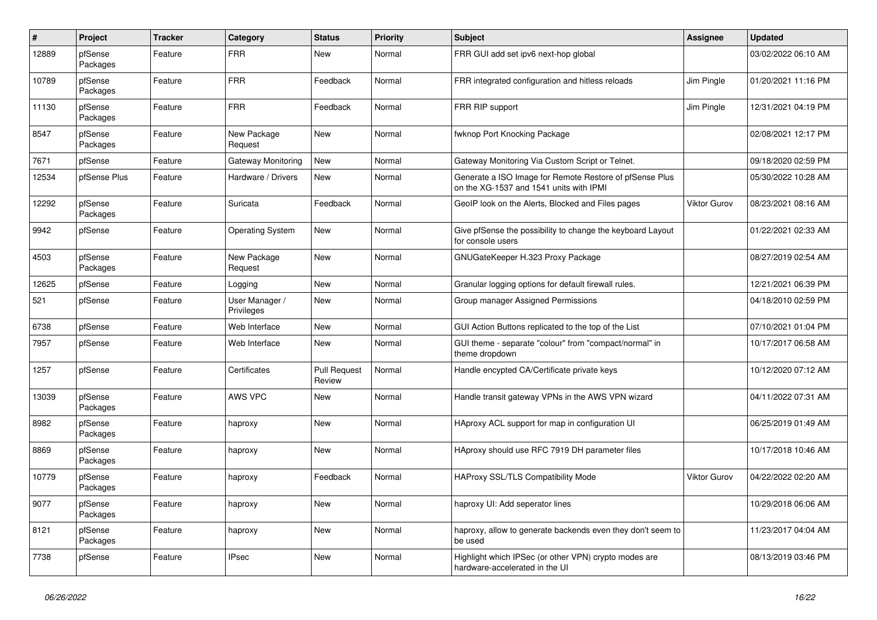| # | Project | Tracker | Category | Status | Priority | Subject | Assignee | Updated |
|---|---|---|---|---|---|---|---|---|
| 12889 | pfSense Packages | Feature | FRR | New | Normal | FRR GUI add set ipv6 next-hop global | | 03/02/2022 06:10 AM |
| 10789 | pfSense Packages | Feature | FRR | Feedback | Normal | FRR integrated configuration and hitless reloads | Jim Pingle | 01/20/2021 11:16 PM |
| 11130 | pfSense Packages | Feature | FRR | Feedback | Normal | FRR RIP support | Jim Pingle | 12/31/2021 04:19 PM |
| 8547 | pfSense Packages | Feature | New Package Request | New | Normal | fwknop Port Knocking Package | | 02/08/2021 12:17 PM |
| 7671 | pfSense | Feature | Gateway Monitoring | New | Normal | Gateway Monitoring Via Custom Script or Telnet. | | 09/18/2020 02:59 PM |
| 12534 | pfSense Plus | Feature | Hardware / Drivers | New | Normal | Generate a ISO Image for Remote Restore of pfSense Plus on the XG-1537 and 1541 units with IPMI | | 05/30/2022 10:28 AM |
| 12292 | pfSense Packages | Feature | Suricata | Feedback | Normal | GeoIP look on the Alerts, Blocked and Files pages | Viktor Gurov | 08/23/2021 08:16 AM |
| 9942 | pfSense | Feature | Operating System | New | Normal | Give pfSense the possibility to change the keyboard Layout for console users | | 01/22/2021 02:33 AM |
| 4503 | pfSense Packages | Feature | New Package Request | New | Normal | GNUGateKeeper H.323 Proxy Package | | 08/27/2019 02:54 AM |
| 12625 | pfSense | Feature | Logging | New | Normal | Granular logging options for default firewall rules. | | 12/21/2021 06:39 PM |
| 521 | pfSense | Feature | User Manager / Privileges | New | Normal | Group manager Assigned Permissions | | 04/18/2010 02:59 PM |
| 6738 | pfSense | Feature | Web Interface | New | Normal | GUI Action Buttons replicated to the top of the List | | 07/10/2021 01:04 PM |
| 7957 | pfSense | Feature | Web Interface | New | Normal | GUI theme - separate "colour" from "compact/normal" in theme dropdown | | 10/17/2017 06:58 AM |
| 1257 | pfSense | Feature | Certificates | Pull Request Review | Normal | Handle encypted CA/Certificate private keys | | 10/12/2020 07:12 AM |
| 13039 | pfSense Packages | Feature | AWS VPC | New | Normal | Handle transit gateway VPNs in the AWS VPN wizard | | 04/11/2022 07:31 AM |
| 8982 | pfSense Packages | Feature | haproxy | New | Normal | HAproxy ACL support for map in configuration UI | | 06/25/2019 01:49 AM |
| 8869 | pfSense Packages | Feature | haproxy | New | Normal | HAproxy should use RFC 7919 DH parameter files | | 10/17/2018 10:46 AM |
| 10779 | pfSense Packages | Feature | haproxy | Feedback | Normal | HAProxy SSL/TLS Compatibility Mode | Viktor Gurov | 04/22/2022 02:20 AM |
| 9077 | pfSense Packages | Feature | haproxy | New | Normal | haproxy UI: Add seperator lines | | 10/29/2018 06:06 AM |
| 8121 | pfSense Packages | Feature | haproxy | New | Normal | haproxy, allow to generate backends even they don't seem to be used | | 11/23/2017 04:04 AM |
| 7738 | pfSense | Feature | IPsec | New | Normal | Highlight which IPSec (or other VPN) crypto modes are hardware-accelerated in the UI | | 08/13/2019 03:46 PM |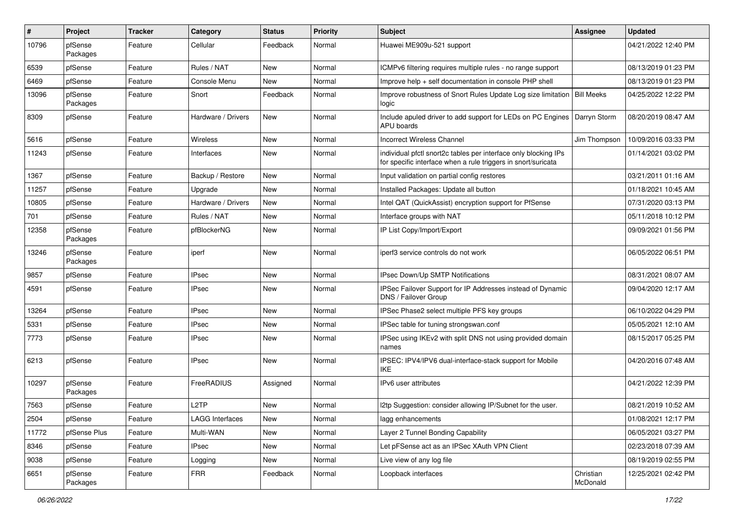| # | Project | Tracker | Category | Status | Priority | Subject | Assignee | Updated |
|---|---|---|---|---|---|---|---|---|
| 10796 | pfSense Packages | Feature | Cellular | Feedback | Normal | Huawei ME909u-521 support | | 04/21/2022 12:40 PM |
| 6539 | pfSense | Feature | Rules / NAT | New | Normal | ICMPv6 filtering requires multiple rules - no range support | | 08/13/2019 01:23 PM |
| 6469 | pfSense | Feature | Console Menu | New | Normal | Improve help + self documentation in console PHP shell | | 08/13/2019 01:23 PM |
| 13096 | pfSense Packages | Feature | Snort | Feedback | Normal | Improve robustness of Snort Rules Update Log size limitation logic | Bill Meeks | 04/25/2022 12:22 PM |
| 8309 | pfSense | Feature | Hardware / Drivers | New | Normal | Include apuled driver to add support for LEDs on PC Engines APU boards | Darryn Storm | 08/20/2019 08:47 AM |
| 5616 | pfSense | Feature | Wireless | New | Normal | Incorrect Wireless Channel | Jim Thompson | 10/09/2016 03:33 PM |
| 11243 | pfSense | Feature | Interfaces | New | Normal | individual pfctl snort2c tables per interface only blocking IPs for specific interface when a rule triggers in snort/suricata | | 01/14/2021 03:02 PM |
| 1367 | pfSense | Feature | Backup / Restore | New | Normal | Input validation on partial config restores | | 03/21/2011 01:16 AM |
| 11257 | pfSense | Feature | Upgrade | New | Normal | Installed Packages: Update all button | | 01/18/2021 10:45 AM |
| 10805 | pfSense | Feature | Hardware / Drivers | New | Normal | Intel QAT (QuickAssist) encryption support for PfSense | | 07/31/2020 03:13 PM |
| 701 | pfSense | Feature | Rules / NAT | New | Normal | Interface groups with NAT | | 05/11/2018 10:12 PM |
| 12358 | pfSense Packages | Feature | pfBlockerNG | New | Normal | IP List Copy/Import/Export | | 09/09/2021 01:56 PM |
| 13246 | pfSense Packages | Feature | iperf | New | Normal | iperf3 service controls do not work | | 06/05/2022 06:51 PM |
| 9857 | pfSense | Feature | IPsec | New | Normal | IPsec Down/Up SMTP Notifications | | 08/31/2021 08:07 AM |
| 4591 | pfSense | Feature | IPsec | New | Normal | IPSec Failover Support for IP Addresses instead of Dynamic DNS / Failover Group | | 09/04/2020 12:17 AM |
| 13264 | pfSense | Feature | IPsec | New | Normal | IPSec Phase2 select multiple PFS key groups | | 06/10/2022 04:29 PM |
| 5331 | pfSense | Feature | IPsec | New | Normal | IPSec table for tuning strongswan.conf | | 05/05/2021 12:10 AM |
| 7773 | pfSense | Feature | IPsec | New | Normal | IPSec using IKEv2 with split DNS not using provided domain names | | 08/15/2017 05:25 PM |
| 6213 | pfSense | Feature | IPsec | New | Normal | IPSEC: IPV4/IPV6 dual-interface-stack support for Mobile IKE | | 04/20/2016 07:48 AM |
| 10297 | pfSense Packages | Feature | FreeRADIUS | Assigned | Normal | IPv6 user attributes | | 04/21/2022 12:39 PM |
| 7563 | pfSense | Feature | L2TP | New | Normal | l2tp Suggestion: consider allowing IP/Subnet for the user. | | 08/21/2019 10:52 AM |
| 2504 | pfSense | Feature | LAGG Interfaces | New | Normal | lagg enhancements | | 01/08/2021 12:17 PM |
| 11772 | pfSense Plus | Feature | Multi-WAN | New | Normal | Layer 2 Tunnel Bonding Capability | | 06/05/2021 03:27 PM |
| 8346 | pfSense | Feature | IPsec | New | Normal | Let pFSense act as an IPSec XAuth VPN Client | | 02/23/2018 07:39 AM |
| 9038 | pfSense | Feature | Logging | New | Normal | Live view of any log file | | 08/19/2019 02:55 PM |
| 6651 | pfSense Packages | Feature | FRR | Feedback | Normal | Loopback interfaces | Christian McDonald | 12/25/2021 02:42 PM |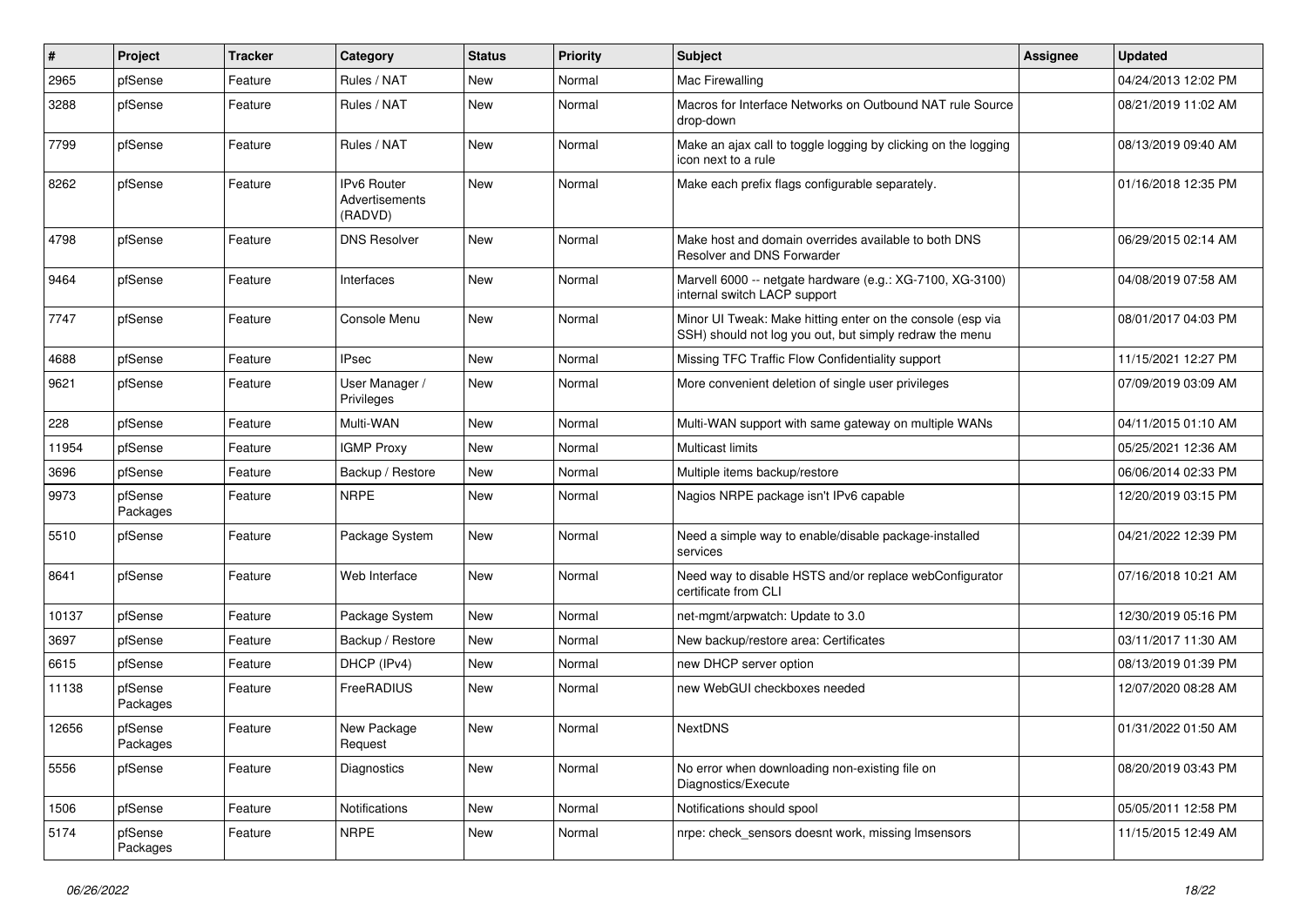| # | Project | Tracker | Category | Status | Priority | Subject | Assignee | Updated |
|---|---|---|---|---|---|---|---|---|
| 2965 | pfSense | Feature | Rules / NAT | New | Normal | Mac Firewalling | | 04/24/2013 12:02 PM |
| 3288 | pfSense | Feature | Rules / NAT | New | Normal | Macros for Interface Networks on Outbound NAT rule Source drop-down | | 08/21/2019 11:02 AM |
| 7799 | pfSense | Feature | Rules / NAT | New | Normal | Make an ajax call to toggle logging by clicking on the logging icon next to a rule | | 08/13/2019 09:40 AM |
| 8262 | pfSense | Feature | IPv6 Router Advertisements (RADVD) | New | Normal | Make each prefix flags configurable separately. | | 01/16/2018 12:35 PM |
| 4798 | pfSense | Feature | DNS Resolver | New | Normal | Make host and domain overrides available to both DNS Resolver and DNS Forwarder | | 06/29/2015 02:14 AM |
| 9464 | pfSense | Feature | Interfaces | New | Normal | Marvell 6000 -- netgate hardware (e.g.: XG-7100, XG-3100) internal switch LACP support | | 04/08/2019 07:58 AM |
| 7747 | pfSense | Feature | Console Menu | New | Normal | Minor UI Tweak: Make hitting enter on the console (esp via SSH) should not log you out, but simply redraw the menu | | 08/01/2017 04:03 PM |
| 4688 | pfSense | Feature | IPsec | New | Normal | Missing TFC Traffic Flow Confidentiality support | | 11/15/2021 12:27 PM |
| 9621 | pfSense | Feature | User Manager / Privileges | New | Normal | More convenient deletion of single user privileges | | 07/09/2019 03:09 AM |
| 228 | pfSense | Feature | Multi-WAN | New | Normal | Multi-WAN support with same gateway on multiple WANs | | 04/11/2015 01:10 AM |
| 11954 | pfSense | Feature | IGMP Proxy | New | Normal | Multicast limits | | 05/25/2021 12:36 AM |
| 3696 | pfSense | Feature | Backup / Restore | New | Normal | Multiple items backup/restore | | 06/06/2014 02:33 PM |
| 9973 | pfSense Packages | Feature | NRPE | New | Normal | Nagios NRPE package isn't IPv6 capable | | 12/20/2019 03:15 PM |
| 5510 | pfSense | Feature | Package System | New | Normal | Need a simple way to enable/disable package-installed services | | 04/21/2022 12:39 PM |
| 8641 | pfSense | Feature | Web Interface | New | Normal | Need way to disable HSTS and/or replace webConfigurator certificate from CLI | | 07/16/2018 10:21 AM |
| 10137 | pfSense | Feature | Package System | New | Normal | net-mgmt/arpwatch: Update to 3.0 | | 12/30/2019 05:16 PM |
| 3697 | pfSense | Feature | Backup / Restore | New | Normal | New backup/restore area: Certificates | | 03/11/2017 11:30 AM |
| 6615 | pfSense | Feature | DHCP (IPv4) | New | Normal | new DHCP server option | | 08/13/2019 01:39 PM |
| 11138 | pfSense Packages | Feature | FreeRADIUS | New | Normal | new WebGUI checkboxes needed | | 12/07/2020 08:28 AM |
| 12656 | pfSense Packages | Feature | New Package Request | New | Normal | NextDNS | | 01/31/2022 01:50 AM |
| 5556 | pfSense | Feature | Diagnostics | New | Normal | No error when downloading non-existing file on Diagnostics/Execute | | 08/20/2019 03:43 PM |
| 1506 | pfSense | Feature | Notifications | New | Normal | Notifications should spool | | 05/05/2011 12:58 PM |
| 5174 | pfSense Packages | Feature | NRPE | New | Normal | nrpe: check_sensors doesnt work, missing lmsensors | | 11/15/2015 12:49 AM |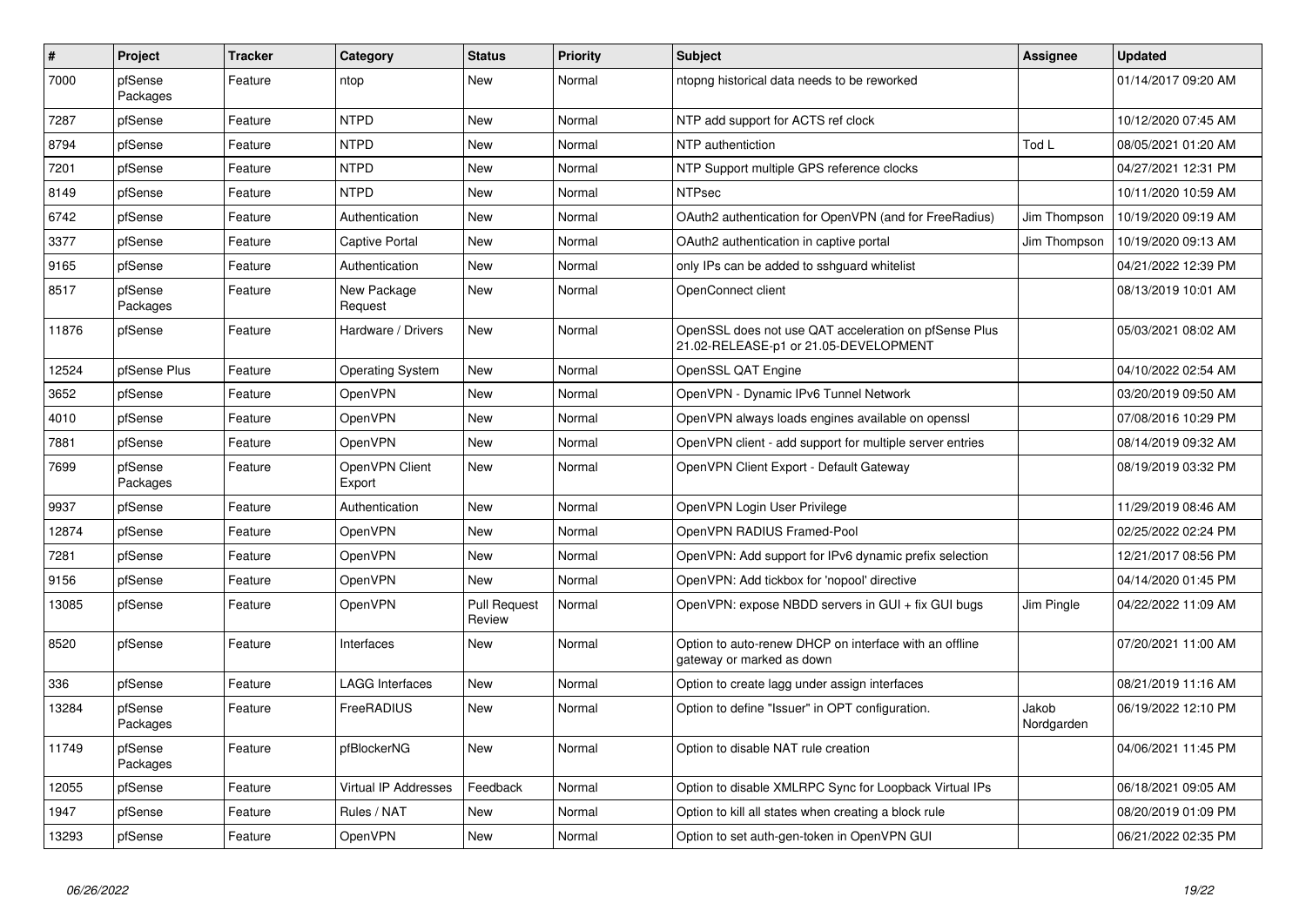| # | Project | Tracker | Category | Status | Priority | Subject | Assignee | Updated |
|---|---|---|---|---|---|---|---|---|
| 7000 | pfSense Packages | Feature | ntop | New | Normal | ntopng historical data needs to be reworked | | 01/14/2017 09:20 AM |
| 7287 | pfSense | Feature | NTPD | New | Normal | NTP add support for ACTS ref clock | | 10/12/2020 07:45 AM |
| 8794 | pfSense | Feature | NTPD | New | Normal | NTP authentiction | Tod L | 08/05/2021 01:20 AM |
| 7201 | pfSense | Feature | NTPD | New | Normal | NTP Support multiple GPS reference clocks | | 04/27/2021 12:31 PM |
| 8149 | pfSense | Feature | NTPD | New | Normal | NTPsec | | 10/11/2020 10:59 AM |
| 6742 | pfSense | Feature | Authentication | New | Normal | OAuth2 authentication for OpenVPN (and for FreeRadius) | Jim Thompson | 10/19/2020 09:19 AM |
| 3377 | pfSense | Feature | Captive Portal | New | Normal | OAuth2 authentication in captive portal | Jim Thompson | 10/19/2020 09:13 AM |
| 9165 | pfSense | Feature | Authentication | New | Normal | only IPs can be added to sshguard whitelist | | 04/21/2022 12:39 PM |
| 8517 | pfSense Packages | Feature | New Package Request | New | Normal | OpenConnect client | | 08/13/2019 10:01 AM |
| 11876 | pfSense | Feature | Hardware / Drivers | New | Normal | OpenSSL does not use QAT acceleration on pfSense Plus 21.02-RELEASE-p1 or 21.05-DEVELOPMENT | | 05/03/2021 08:02 AM |
| 12524 | pfSense Plus | Feature | Operating System | New | Normal | OpenSSL QAT Engine | | 04/10/2022 02:54 AM |
| 3652 | pfSense | Feature | OpenVPN | New | Normal | OpenVPN - Dynamic IPv6 Tunnel Network | | 03/20/2019 09:50 AM |
| 4010 | pfSense | Feature | OpenVPN | New | Normal | OpenVPN always loads engines available on openssl | | 07/08/2016 10:29 PM |
| 7881 | pfSense | Feature | OpenVPN | New | Normal | OpenVPN client - add support for multiple server entries | | 08/14/2019 09:32 AM |
| 7699 | pfSense Packages | Feature | OpenVPN Client Export | New | Normal | OpenVPN Client Export - Default Gateway | | 08/19/2019 03:32 PM |
| 9937 | pfSense | Feature | Authentication | New | Normal | OpenVPN Login User Privilege | | 11/29/2019 08:46 AM |
| 12874 | pfSense | Feature | OpenVPN | New | Normal | OpenVPN RADIUS Framed-Pool | | 02/25/2022 02:24 PM |
| 7281 | pfSense | Feature | OpenVPN | New | Normal | OpenVPN: Add support for IPv6 dynamic prefix selection | | 12/21/2017 08:56 PM |
| 9156 | pfSense | Feature | OpenVPN | New | Normal | OpenVPN: Add tickbox for 'nopool' directive | | 04/14/2020 01:45 PM |
| 13085 | pfSense | Feature | OpenVPN | Pull Request Review | Normal | OpenVPN: expose NBDD servers in GUI + fix GUI bugs | Jim Pingle | 04/22/2022 11:09 AM |
| 8520 | pfSense | Feature | Interfaces | New | Normal | Option to auto-renew DHCP on interface with an offline gateway or marked as down | | 07/20/2021 11:00 AM |
| 336 | pfSense | Feature | LAGG Interfaces | New | Normal | Option to create lagg under assign interfaces | | 08/21/2019 11:16 AM |
| 13284 | pfSense Packages | Feature | FreeRADIUS | New | Normal | Option to define "Issuer" in OPT configuration. | Jakob Nordgarden | 06/19/2022 12:10 PM |
| 11749 | pfSense Packages | Feature | pfBlockerNG | New | Normal | Option to disable NAT rule creation | | 04/06/2021 11:45 PM |
| 12055 | pfSense | Feature | Virtual IP Addresses | Feedback | Normal | Option to disable XMLRPC Sync for Loopback Virtual IPs | | 06/18/2021 09:05 AM |
| 1947 | pfSense | Feature | Rules / NAT | New | Normal | Option to kill all states when creating a block rule | | 08/20/2019 01:09 PM |
| 13293 | pfSense | Feature | OpenVPN | New | Normal | Option to set auth-gen-token in OpenVPN GUI | | 06/21/2022 02:35 PM |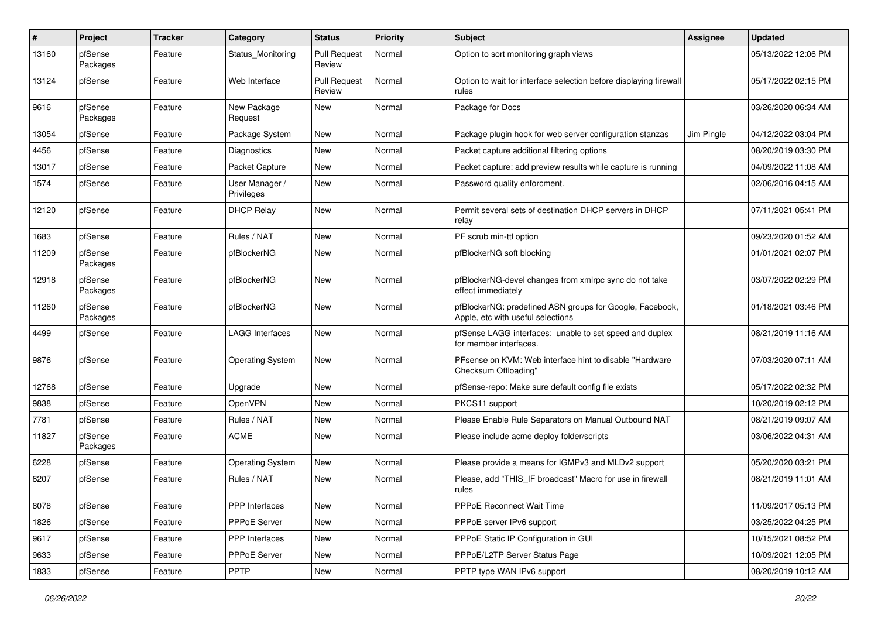| # | Project | Tracker | Category | Status | Priority | Subject | Assignee | Updated |
|---|---|---|---|---|---|---|---|---|
| 13160 | pfSense Packages | Feature | Status_Monitoring | Pull Request Review | Normal | Option to sort monitoring graph views | | 05/13/2022 12:06 PM |
| 13124 | pfSense | Feature | Web Interface | Pull Request Review | Normal | Option to wait for interface selection before displaying firewall rules | | 05/17/2022 02:15 PM |
| 9616 | pfSense Packages | Feature | New Package Request | New | Normal | Package for Docs | | 03/26/2020 06:34 AM |
| 13054 | pfSense | Feature | Package System | New | Normal | Package plugin hook for web server configuration stanzas | Jim Pingle | 04/12/2022 03:04 PM |
| 4456 | pfSense | Feature | Diagnostics | New | Normal | Packet capture additional filtering options | | 08/20/2019 03:30 PM |
| 13017 | pfSense | Feature | Packet Capture | New | Normal | Packet capture: add preview results while capture is running | | 04/09/2022 11:08 AM |
| 1574 | pfSense | Feature | User Manager / Privileges | New | Normal | Password quality enforcment. | | 02/06/2016 04:15 AM |
| 12120 | pfSense | Feature | DHCP Relay | New | Normal | Permit several sets of destination DHCP servers in DHCP relay | | 07/11/2021 05:41 PM |
| 1683 | pfSense | Feature | Rules / NAT | New | Normal | PF scrub min-ttl option | | 09/23/2020 01:52 AM |
| 11209 | pfSense Packages | Feature | pfBlockerNG | New | Normal | pfBlockerNG soft blocking | | 01/01/2021 02:07 PM |
| 12918 | pfSense Packages | Feature | pfBlockerNG | New | Normal | pfBlockerNG-devel changes from xmlrpc sync do not take effect immediately | | 03/07/2022 02:29 PM |
| 11260 | pfSense Packages | Feature | pfBlockerNG | New | Normal | pfBlockerNG: predefined ASN groups for Google, Facebook, Apple, etc with useful selections | | 01/18/2021 03:46 PM |
| 4499 | pfSense | Feature | LAGG Interfaces | New | Normal | pfSense LAGG interfaces; unable to set speed and duplex for member interfaces. | | 08/21/2019 11:16 AM |
| 9876 | pfSense | Feature | Operating System | New | Normal | PFsense on KVM: Web interface hint to disable "Hardware Checksum Offloading" | | 07/03/2020 07:11 AM |
| 12768 | pfSense | Feature | Upgrade | New | Normal | pfSense-repo: Make sure default config file exists | | 05/17/2022 02:32 PM |
| 9838 | pfSense | Feature | OpenVPN | New | Normal | PKCS11 support | | 10/20/2019 02:12 PM |
| 7781 | pfSense | Feature | Rules / NAT | New | Normal | Please Enable Rule Separators on Manual Outbound NAT | | 08/21/2019 09:07 AM |
| 11827 | pfSense Packages | Feature | ACME | New | Normal | Please include acme deploy folder/scripts | | 03/06/2022 04:31 AM |
| 6228 | pfSense | Feature | Operating System | New | Normal | Please provide a means for IGMPv3 and MLDv2 support | | 05/20/2020 03:21 PM |
| 6207 | pfSense | Feature | Rules / NAT | New | Normal | Please, add "THIS_IF broadcast" Macro for use in firewall rules | | 08/21/2019 11:01 AM |
| 8078 | pfSense | Feature | PPP Interfaces | New | Normal | PPPoE Reconnect Wait Time | | 11/09/2017 05:13 PM |
| 1826 | pfSense | Feature | PPPoE Server | New | Normal | PPPoE server IPv6 support | | 03/25/2022 04:25 PM |
| 9617 | pfSense | Feature | PPP Interfaces | New | Normal | PPPoE Static IP Configuration in GUI | | 10/15/2021 08:52 PM |
| 9633 | pfSense | Feature | PPPoE Server | New | Normal | PPPoE/L2TP Server Status Page | | 10/09/2021 12:05 PM |
| 1833 | pfSense | Feature | PPTP | New | Normal | PPTP type WAN IPv6 support | | 08/20/2019 10:12 AM |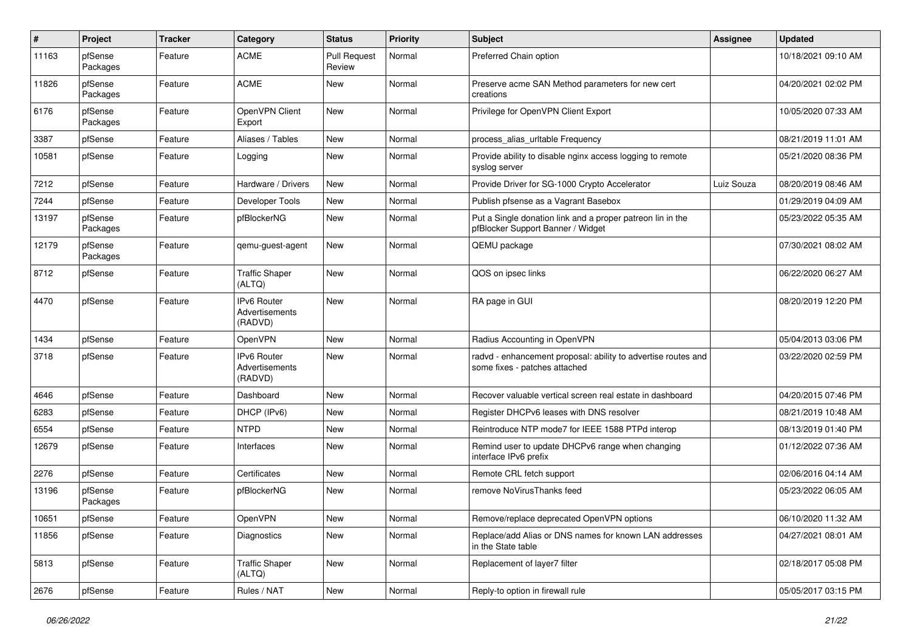| # | Project | Tracker | Category | Status | Priority | Subject | Assignee | Updated |
|---|---|---|---|---|---|---|---|---|
| 11163 | pfSense Packages | Feature | ACME | Pull Request Review | Normal | Preferred Chain option | | 10/18/2021 09:10 AM |
| 11826 | pfSense Packages | Feature | ACME | New | Normal | Preserve acme SAN Method parameters for new cert creations | | 04/20/2021 02:02 PM |
| 6176 | pfSense Packages | Feature | OpenVPN Client Export | New | Normal | Privilege for OpenVPN Client Export | | 10/05/2020 07:33 AM |
| 3387 | pfSense | Feature | Aliases / Tables | New | Normal | process_alias_urltable Frequency | | 08/21/2019 11:01 AM |
| 10581 | pfSense | Feature | Logging | New | Normal | Provide ability to disable nginx access logging to remote syslog server | | 05/21/2020 08:36 PM |
| 7212 | pfSense | Feature | Hardware / Drivers | New | Normal | Provide Driver for SG-1000 Crypto Accelerator | Luiz Souza | 08/20/2019 08:46 AM |
| 7244 | pfSense | Feature | Developer Tools | New | Normal | Publish pfsense as a Vagrant Basebox | | 01/29/2019 04:09 AM |
| 13197 | pfSense Packages | Feature | pfBlockerNG | New | Normal | Put a Single donation link and a proper patreon lin in the pfBlocker Support Banner / Widget | | 05/23/2022 05:35 AM |
| 12179 | pfSense Packages | Feature | qemu-guest-agent | New | Normal | QEMU package | | 07/30/2021 08:02 AM |
| 8712 | pfSense | Feature | Traffic Shaper (ALTQ) | New | Normal | QOS on ipsec links | | 06/22/2020 06:27 AM |
| 4470 | pfSense | Feature | IPv6 Router Advertisements (RADVD) | New | Normal | RA page in GUI | | 08/20/2019 12:20 PM |
| 1434 | pfSense | Feature | OpenVPN | New | Normal | Radius Accounting in OpenVPN | | 05/04/2013 03:06 PM |
| 3718 | pfSense | Feature | IPv6 Router Advertisements (RADVD) | New | Normal | radvd - enhancement proposal: ability to advertise routes and some fixes - patches attached | | 03/22/2020 02:59 PM |
| 4646 | pfSense | Feature | Dashboard | New | Normal | Recover valuable vertical screen real estate in dashboard | | 04/20/2015 07:46 PM |
| 6283 | pfSense | Feature | DHCP (IPv6) | New | Normal | Register DHCPv6 leases with DNS resolver | | 08/21/2019 10:48 AM |
| 6554 | pfSense | Feature | NTPD | New | Normal | Reintroduce NTP mode7 for IEEE 1588 PTPd interop | | 08/13/2019 01:40 PM |
| 12679 | pfSense | Feature | Interfaces | New | Normal | Remind user to update DHCPv6 range when changing interface IPv6 prefix | | 01/12/2022 07:36 AM |
| 2276 | pfSense | Feature | Certificates | New | Normal | Remote CRL fetch support | | 02/06/2016 04:14 AM |
| 13196 | pfSense Packages | Feature | pfBlockerNG | New | Normal | remove NoVirusThanks feed | | 05/23/2022 06:05 AM |
| 10651 | pfSense | Feature | OpenVPN | New | Normal | Remove/replace deprecated OpenVPN options | | 06/10/2020 11:32 AM |
| 11856 | pfSense | Feature | Diagnostics | New | Normal | Replace/add Alias or DNS names for known LAN addresses in the State table | | 04/27/2021 08:01 AM |
| 5813 | pfSense | Feature | Traffic Shaper (ALTQ) | New | Normal | Replacement of layer7 filter | | 02/18/2017 05:08 PM |
| 2676 | pfSense | Feature | Rules / NAT | New | Normal | Reply-to option in firewall rule | | 05/05/2017 03:15 PM |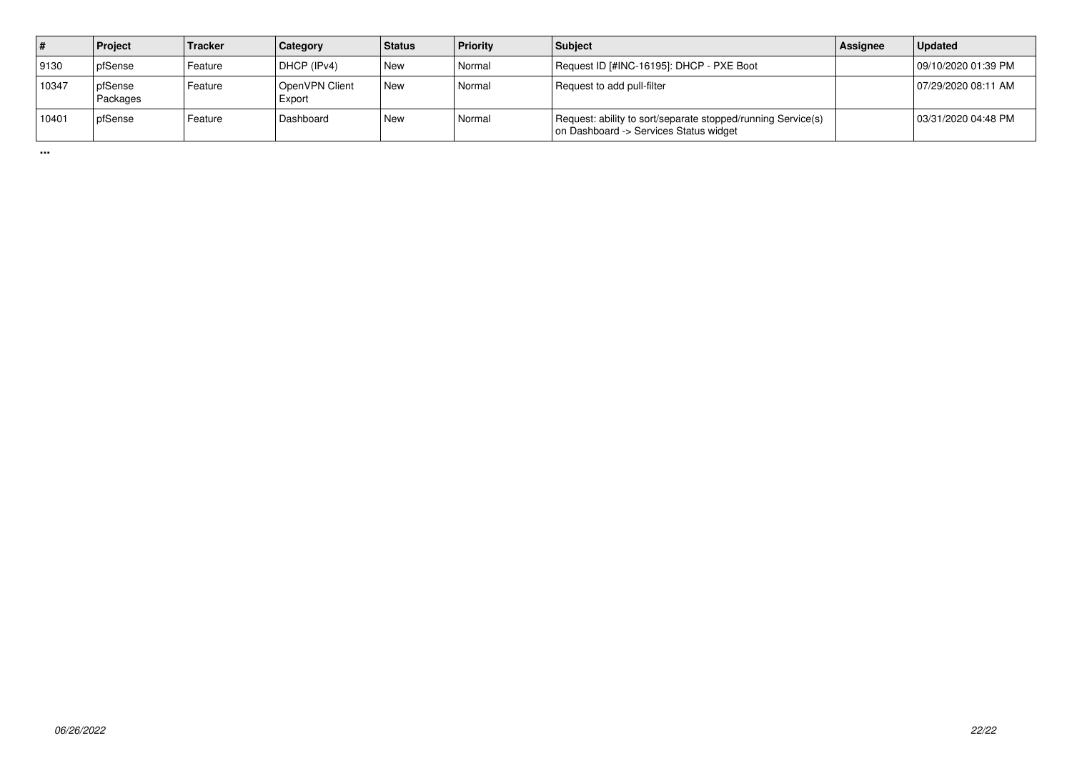| # | Project | Tracker | Category | Status | Priority | Subject | Assignee | Updated |
|---|---|---|---|---|---|---|---|---|
| 9130 | pfSense | Feature | DHCP (IPv4) | New | Normal | Request ID [#INC-16195]: DHCP - PXE Boot | | 09/10/2020 01:39 PM |
| 10347 | pfSense Packages | Feature | OpenVPN Client Export | New | Normal | Request to add pull-filter | | 07/29/2020 08:11 AM |
| 10401 | pfSense | Feature | Dashboard | New | Normal | Request: ability to sort/separate stopped/running Service(s) on Dashboard -> Services Status widget | | 03/31/2020 04:48 PM |

...